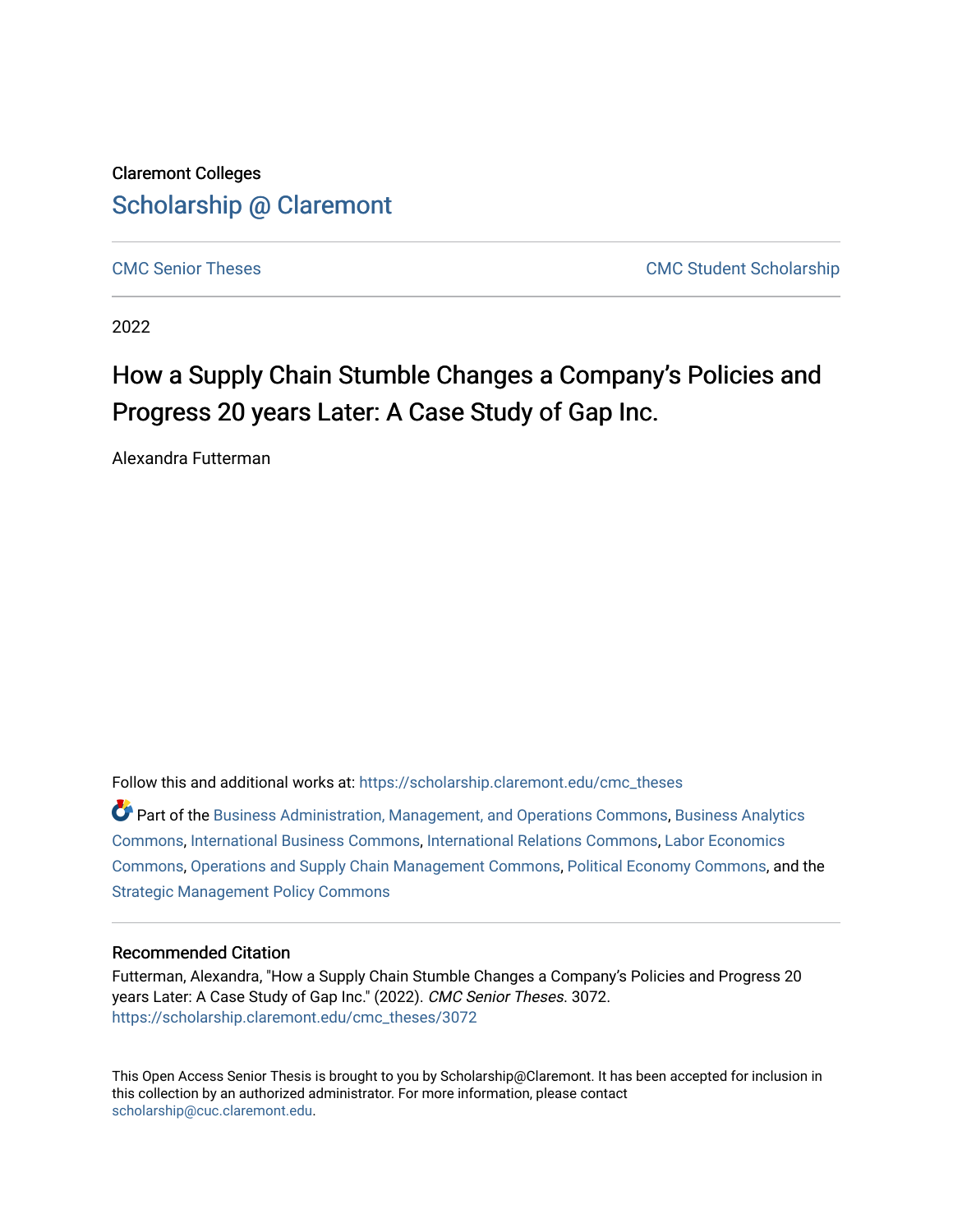Claremont Colleges
[Scholarship @ Claremont](https://scholarship.claremont.edu/)

CMC Senior Theses | CMC Student Scholarship

2022

# How a Supply Chain Stumble Changes a Company's Policies and Progress 20 years Later: A Case Study of Gap Inc.

Alexandra Futterman

Follow this and additional works at: https://scholarship.claremont.edu/cmc_theses

Part of the Business Administration, Management, and Operations Commons, Business Analytics Commons, International Business Commons, International Relations Commons, Labor Economics Commons, Operations and Supply Chain Management Commons, Political Economy Commons, and the Strategic Management Policy Commons

## Recommended Citation

Futterman, Alexandra, "How a Supply Chain Stumble Changes a Company's Policies and Progress 20 years Later: A Case Study of Gap Inc." (2022). *CMC Senior Theses*. 3072.
https://scholarship.claremont.edu/cmc_theses/3072

This Open Access Senior Thesis is brought to you by Scholarship@Claremont. It has been accepted for inclusion in this collection by an authorized administrator. For more information, please contact scholarship@cuc.claremont.edu.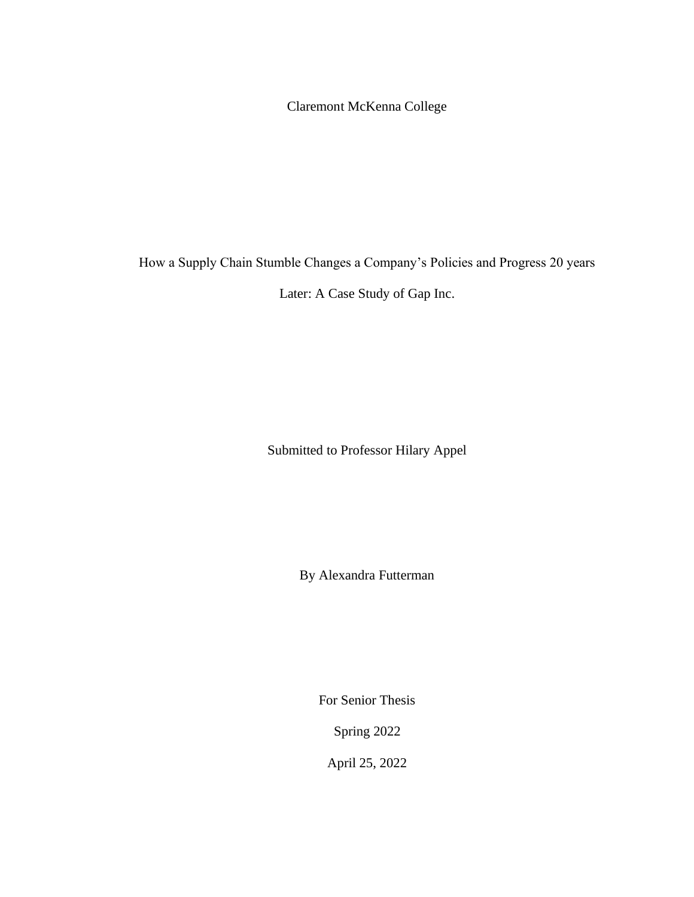Claremont McKenna College

# How a Supply Chain Stumble Changes a Company's Policies and Progress 20 years Later: A Case Study of Gap Inc.

Submitted to Professor Hilary Appel

By Alexandra Futterman

For Senior Thesis

Spring 2022

April 25, 2022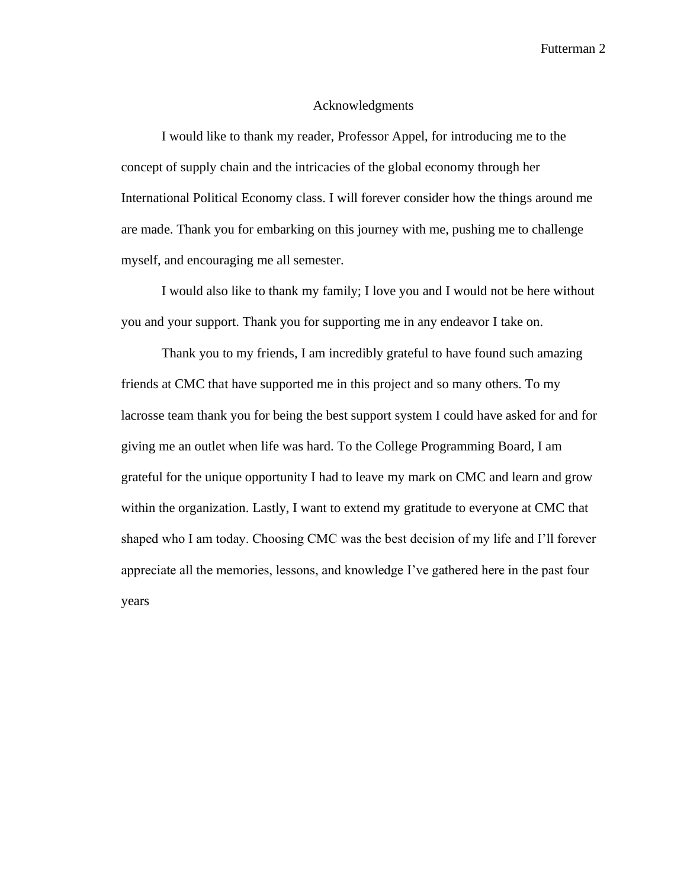# Acknowledgments

I would like to thank my reader, Professor Appel, for introducing me to the concept of supply chain and the intricacies of the global economy through her International Political Economy class. I will forever consider how the things around me are made. Thank you for embarking on this journey with me, pushing me to challenge myself, and encouraging me all semester.

I would also like to thank my family; I love you and I would not be here without you and your support. Thank you for supporting me in any endeavor I take on.

Thank you to my friends, I am incredibly grateful to have found such amazing friends at CMC that have supported me in this project and so many others. To my lacrosse team thank you for being the best support system I could have asked for and for giving me an outlet when life was hard. To the College Programming Board, I am grateful for the unique opportunity I had to leave my mark on CMC and learn and grow within the organization. Lastly, I want to extend my gratitude to everyone at CMC that shaped who I am today. Choosing CMC was the best decision of my life and I'll forever appreciate all the memories, lessons, and knowledge I've gathered here in the past four years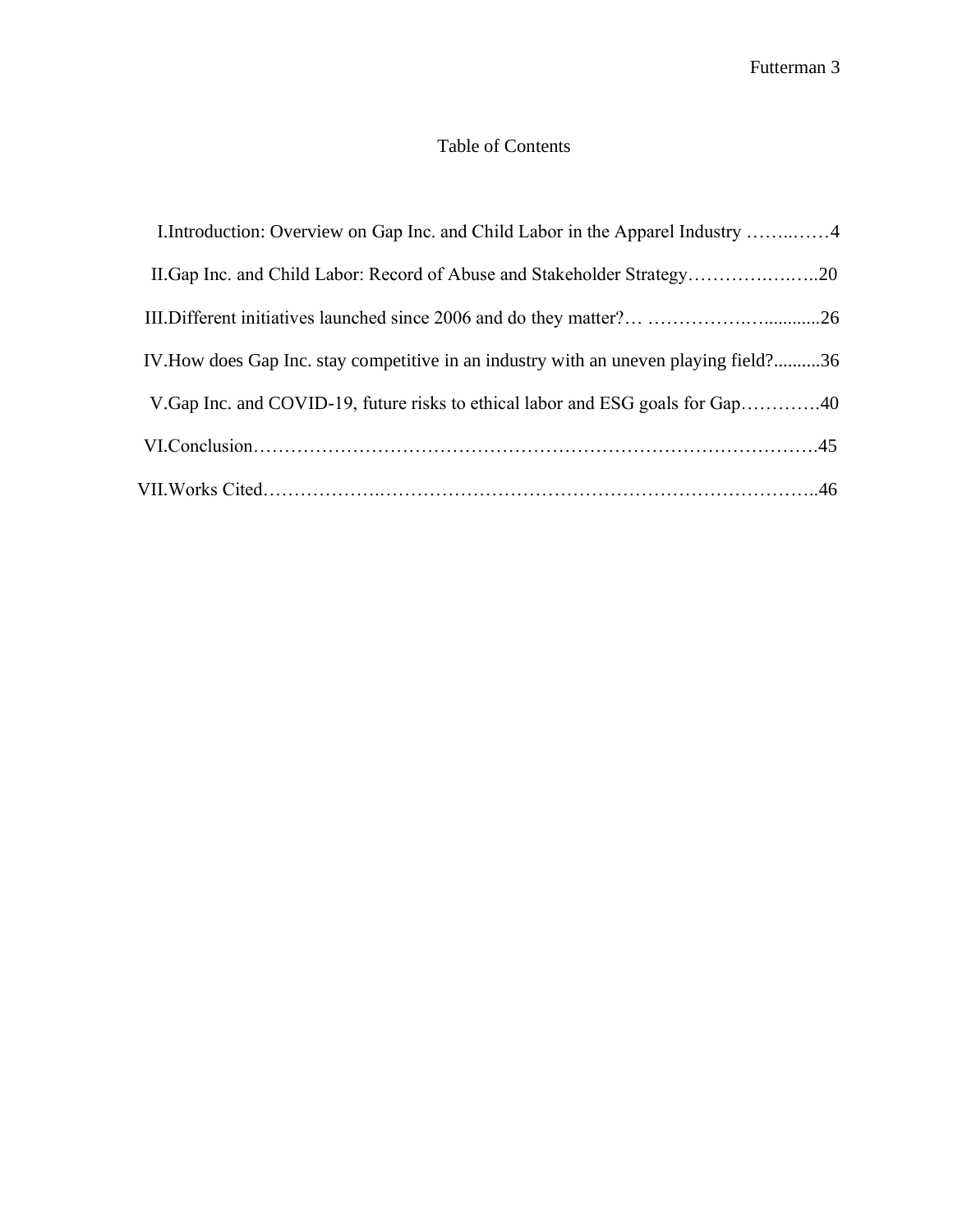## Table of Contents

I. Introduction: Overview on Gap Inc. and Child Labor in the Apparel Industry ……..……4

II. Gap Inc. and Child Labor: Record of Abuse and Stakeholder Strategy……………….…..20

III. Different initiatives launched since 2006 and do they matter?… ……………….…...........26

IV. How does Gap Inc. stay competitive in an industry with an uneven playing field?..........36

V. Gap Inc. and COVID-19, future risks to ethical labor and ESG goals for Gap………….40

VI. Conclusion……………………………………………………………………………….45

VII. Works Cited……………….……………………………………………………………..46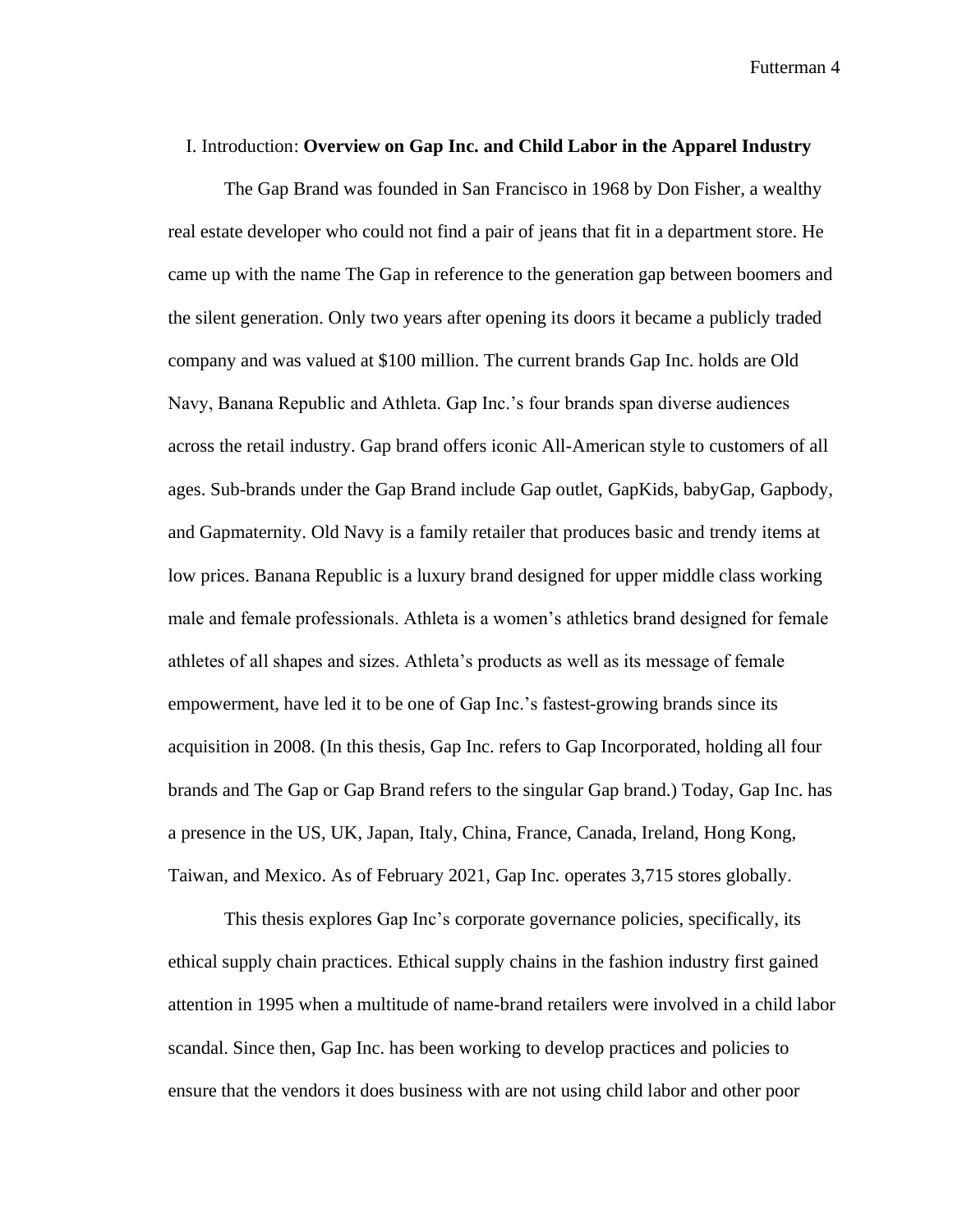I. Introduction: **Overview on Gap Inc. and Child Labor in the Apparel Industry**

The Gap Brand was founded in San Francisco in 1968 by Don Fisher, a wealthy real estate developer who could not find a pair of jeans that fit in a department store. He came up with the name The Gap in reference to the generation gap between boomers and the silent generation. Only two years after opening its doors it became a publicly traded company and was valued at $100 million. The current brands Gap Inc. holds are Old Navy, Banana Republic and Athleta. Gap Inc.'s four brands span diverse audiences across the retail industry. Gap brand offers iconic All-American style to customers of all ages. Sub-brands under the Gap Brand include Gap outlet, GapKids, babyGap, Gapbody, and Gapmaternity. Old Navy is a family retailer that produces basic and trendy items at low prices. Banana Republic is a luxury brand designed for upper middle class working male and female professionals. Athleta is a women's athletics brand designed for female athletes of all shapes and sizes. Athleta's products as well as its message of female empowerment, have led it to be one of Gap Inc.'s fastest-growing brands since its acquisition in 2008. (In this thesis, Gap Inc. refers to Gap Incorporated, holding all four brands and The Gap or Gap Brand refers to the singular Gap brand.) Today, Gap Inc. has a presence in the US, UK, Japan, Italy, China, France, Canada, Ireland, Hong Kong, Taiwan, and Mexico. As of February 2021, Gap Inc. operates 3,715 stores globally.

This thesis explores Gap Inc's corporate governance policies, specifically, its ethical supply chain practices. Ethical supply chains in the fashion industry first gained attention in 1995 when a multitude of name-brand retailers were involved in a child labor scandal. Since then, Gap Inc. has been working to develop practices and policies to ensure that the vendors it does business with are not using child labor and other poor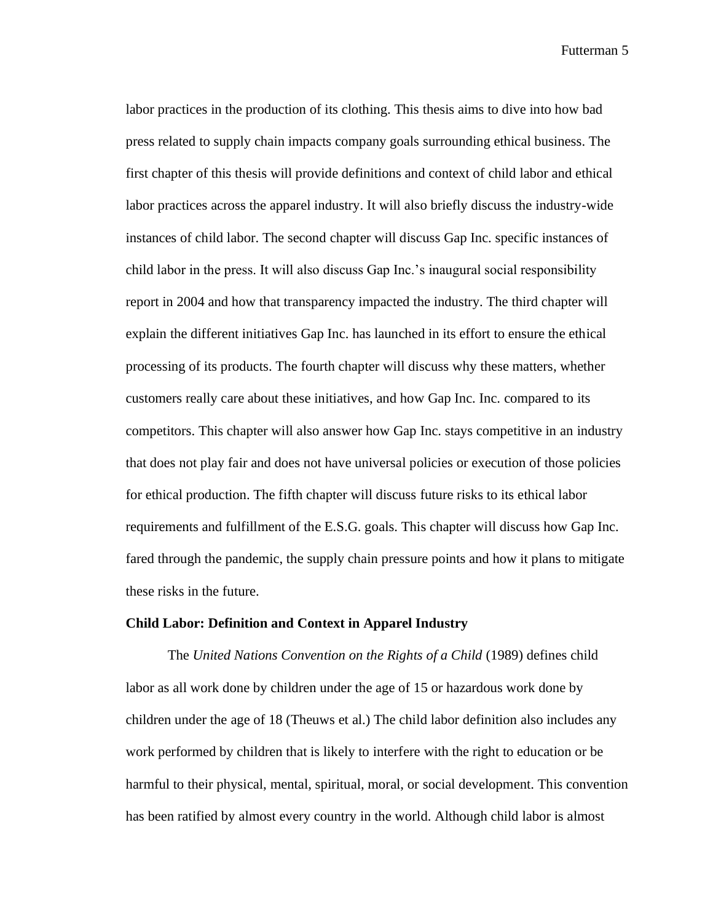labor practices in the production of its clothing. This thesis aims to dive into how bad press related to supply chain impacts company goals surrounding ethical business. The first chapter of this thesis will provide definitions and context of child labor and ethical labor practices across the apparel industry. It will also briefly discuss the industry-wide instances of child labor. The second chapter will discuss Gap Inc. specific instances of child labor in the press. It will also discuss Gap Inc.'s inaugural social responsibility report in 2004 and how that transparency impacted the industry. The third chapter will explain the different initiatives Gap Inc. has launched in its effort to ensure the ethical processing of its products. The fourth chapter will discuss why these matters, whether customers really care about these initiatives, and how Gap Inc. Inc. compared to its competitors. This chapter will also answer how Gap Inc. stays competitive in an industry that does not play fair and does not have universal policies or execution of those policies for ethical production. The fifth chapter will discuss future risks to its ethical labor requirements and fulfillment of the E.S.G. goals. This chapter will discuss how Gap Inc. fared through the pandemic, the supply chain pressure points and how it plans to mitigate these risks in the future.

**Child Labor: Definition and Context in Apparel Industry**

The *United Nations Convention on the Rights of a Child* (1989) defines child labor as all work done by children under the age of 15 or hazardous work done by children under the age of 18 (Theuws et al.) The child labor definition also includes any work performed by children that is likely to interfere with the right to education or be harmful to their physical, mental, spiritual, moral, or social development. This convention has been ratified by almost every country in the world. Although child labor is almost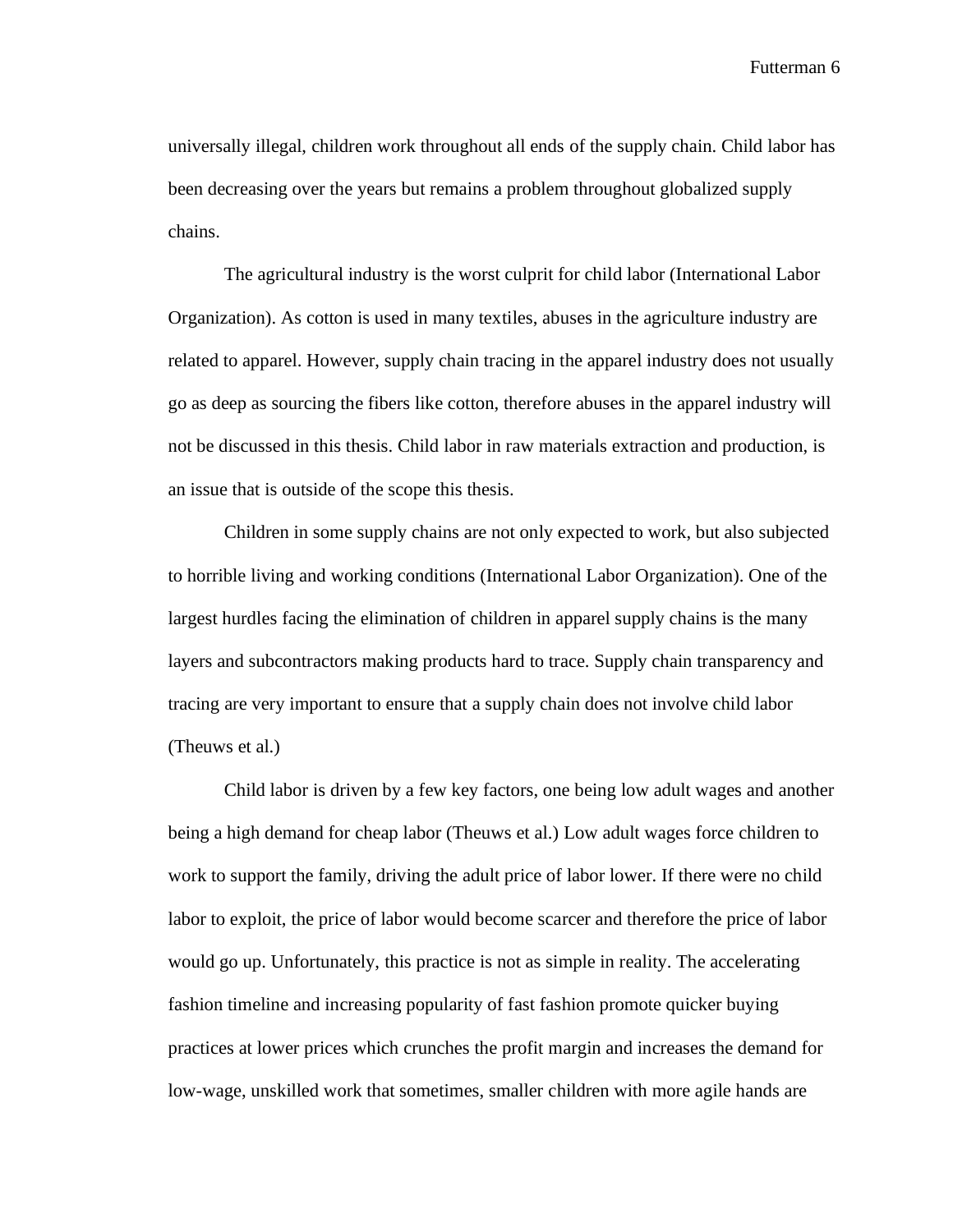universally illegal, children work throughout all ends of the supply chain. Child labor has been decreasing over the years but remains a problem throughout globalized supply chains.

The agricultural industry is the worst culprit for child labor (International Labor Organization). As cotton is used in many textiles, abuses in the agriculture industry are related to apparel. However, supply chain tracing in the apparel industry does not usually go as deep as sourcing the fibers like cotton, therefore abuses in the apparel industry will not be discussed in this thesis. Child labor in raw materials extraction and production, is an issue that is outside of the scope this thesis.

Children in some supply chains are not only expected to work, but also subjected to horrible living and working conditions (International Labor Organization). One of the largest hurdles facing the elimination of children in apparel supply chains is the many layers and subcontractors making products hard to trace. Supply chain transparency and tracing are very important to ensure that a supply chain does not involve child labor (Theuws et al.)

Child labor is driven by a few key factors, one being low adult wages and another being a high demand for cheap labor (Theuws et al.) Low adult wages force children to work to support the family, driving the adult price of labor lower. If there were no child labor to exploit, the price of labor would become scarcer and therefore the price of labor would go up. Unfortunately, this practice is not as simple in reality. The accelerating fashion timeline and increasing popularity of fast fashion promote quicker buying practices at lower prices which crunches the profit margin and increases the demand for low-wage, unskilled work that sometimes, smaller children with more agile hands are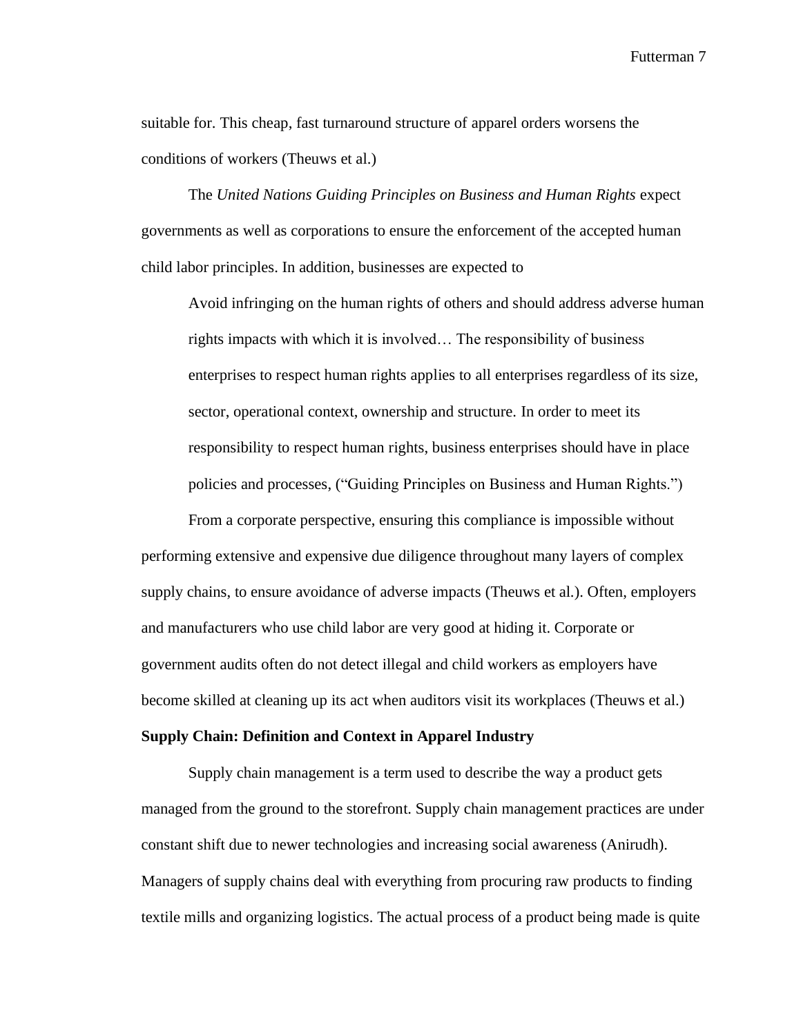suitable for. This cheap, fast turnaround structure of apparel orders worsens the conditions of workers (Theuws et al.)

The *United Nations Guiding Principles on Business and Human Rights* expect governments as well as corporations to ensure the enforcement of the accepted human child labor principles. In addition, businesses are expected to

> Avoid infringing on the human rights of others and should address adverse human rights impacts with which it is involved… The responsibility of business enterprises to respect human rights applies to all enterprises regardless of its size, sector, operational context, ownership and structure. In order to meet its responsibility to respect human rights, business enterprises should have in place policies and processes, ("Guiding Principles on Business and Human Rights.")

From a corporate perspective, ensuring this compliance is impossible without performing extensive and expensive due diligence throughout many layers of complex supply chains, to ensure avoidance of adverse impacts (Theuws et al.). Often, employers and manufacturers who use child labor are very good at hiding it. Corporate or government audits often do not detect illegal and child workers as employers have become skilled at cleaning up its act when auditors visit its workplaces (Theuws et al.)

**Supply Chain: Definition and Context in Apparel Industry**

Supply chain management is a term used to describe the way a product gets managed from the ground to the storefront. Supply chain management practices are under constant shift due to newer technologies and increasing social awareness (Anirudh). Managers of supply chains deal with everything from procuring raw products to finding textile mills and organizing logistics. The actual process of a product being made is quite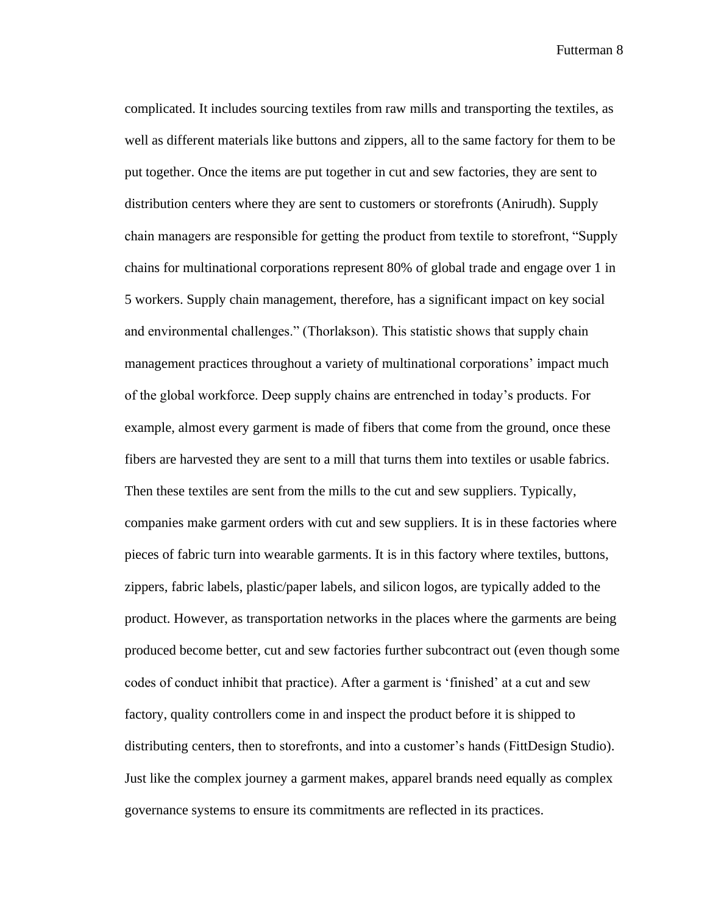complicated. It includes sourcing textiles from raw mills and transporting the textiles, as well as different materials like buttons and zippers, all to the same factory for them to be put together. Once the items are put together in cut and sew factories, they are sent to distribution centers where they are sent to customers or storefronts (Anirudh). Supply chain managers are responsible for getting the product from textile to storefront, "Supply chains for multinational corporations represent 80% of global trade and engage over 1 in 5 workers. Supply chain management, therefore, has a significant impact on key social and environmental challenges." (Thorlakson). This statistic shows that supply chain management practices throughout a variety of multinational corporations' impact much of the global workforce. Deep supply chains are entrenched in today's products. For example, almost every garment is made of fibers that come from the ground, once these fibers are harvested they are sent to a mill that turns them into textiles or usable fabrics. Then these textiles are sent from the mills to the cut and sew suppliers. Typically, companies make garment orders with cut and sew suppliers. It is in these factories where pieces of fabric turn into wearable garments. It is in this factory where textiles, buttons, zippers, fabric labels, plastic/paper labels, and silicon logos, are typically added to the product. However, as transportation networks in the places where the garments are being produced become better, cut and sew factories further subcontract out (even though some codes of conduct inhibit that practice). After a garment is 'finished' at a cut and sew factory, quality controllers come in and inspect the product before it is shipped to distributing centers, then to storefronts, and into a customer's hands (FittDesign Studio). Just like the complex journey a garment makes, apparel brands need equally as complex governance systems to ensure its commitments are reflected in its practices.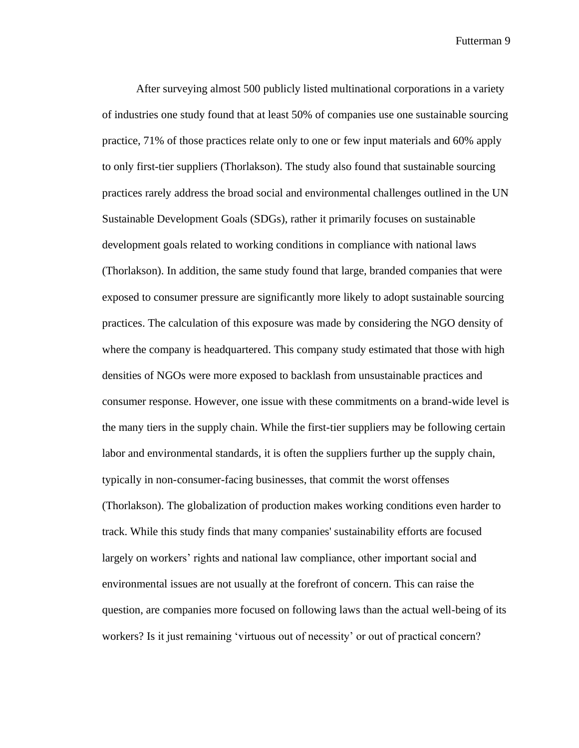After surveying almost 500 publicly listed multinational corporations in a variety of industries one study found that at least 50% of companies use one sustainable sourcing practice, 71% of those practices relate only to one or few input materials and 60% apply to only first-tier suppliers (Thorlakson). The study also found that sustainable sourcing practices rarely address the broad social and environmental challenges outlined in the UN Sustainable Development Goals (SDGs), rather it primarily focuses on sustainable development goals related to working conditions in compliance with national laws (Thorlakson). In addition, the same study found that large, branded companies that were exposed to consumer pressure are significantly more likely to adopt sustainable sourcing practices. The calculation of this exposure was made by considering the NGO density of where the company is headquartered. This company study estimated that those with high densities of NGOs were more exposed to backlash from unsustainable practices and consumer response. However, one issue with these commitments on a brand-wide level is the many tiers in the supply chain. While the first-tier suppliers may be following certain labor and environmental standards, it is often the suppliers further up the supply chain, typically in non-consumer-facing businesses, that commit the worst offenses (Thorlakson). The globalization of production makes working conditions even harder to track. While this study finds that many companies' sustainability efforts are focused largely on workers' rights and national law compliance, other important social and environmental issues are not usually at the forefront of concern. This can raise the question, are companies more focused on following laws than the actual well-being of its workers? Is it just remaining 'virtuous out of necessity' or out of practical concern?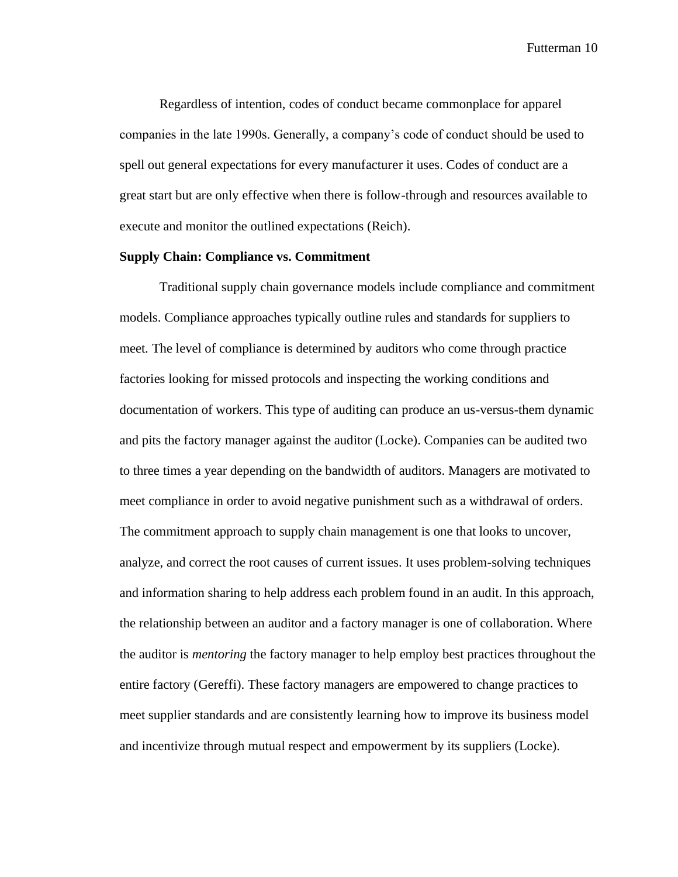Regardless of intention, codes of conduct became commonplace for apparel companies in the late 1990s. Generally, a company's code of conduct should be used to spell out general expectations for every manufacturer it uses. Codes of conduct are a great start but are only effective when there is follow-through and resources available to execute and monitor the outlined expectations (Reich).

**Supply Chain: Compliance vs. Commitment**

Traditional supply chain governance models include compliance and commitment models. Compliance approaches typically outline rules and standards for suppliers to meet. The level of compliance is determined by auditors who come through practice factories looking for missed protocols and inspecting the working conditions and documentation of workers. This type of auditing can produce an us-versus-them dynamic and pits the factory manager against the auditor (Locke). Companies can be audited two to three times a year depending on the bandwidth of auditors. Managers are motivated to meet compliance in order to avoid negative punishment such as a withdrawal of orders. The commitment approach to supply chain management is one that looks to uncover, analyze, and correct the root causes of current issues. It uses problem-solving techniques and information sharing to help address each problem found in an audit. In this approach, the relationship between an auditor and a factory manager is one of collaboration. Where the auditor is *mentoring* the factory manager to help employ best practices throughout the entire factory (Gereffi). These factory managers are empowered to change practices to meet supplier standards and are consistently learning how to improve its business model and incentivize through mutual respect and empowerment by its suppliers (Locke).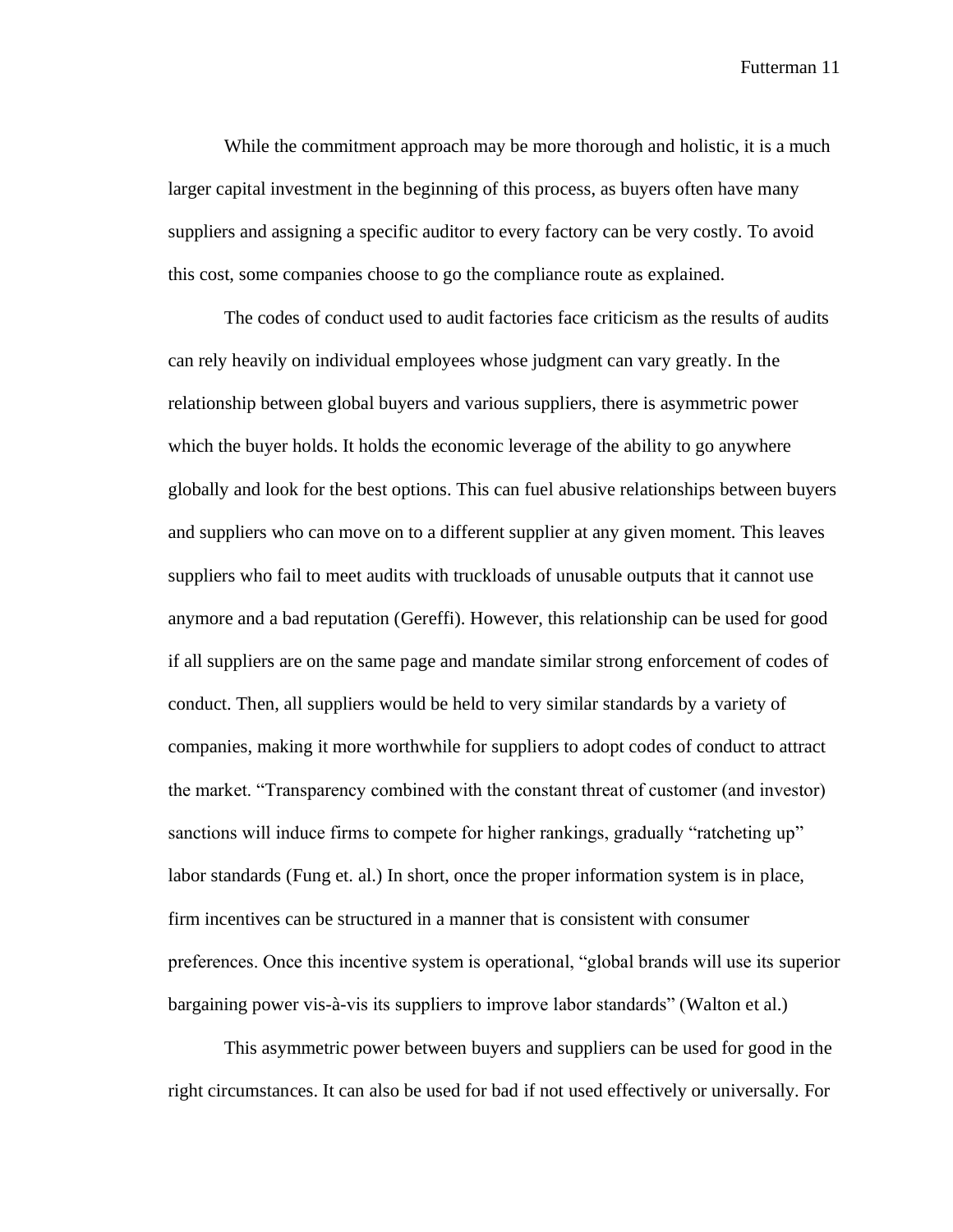While the commitment approach may be more thorough and holistic, it is a much larger capital investment in the beginning of this process, as buyers often have many suppliers and assigning a specific auditor to every factory can be very costly. To avoid this cost, some companies choose to go the compliance route as explained.

The codes of conduct used to audit factories face criticism as the results of audits can rely heavily on individual employees whose judgment can vary greatly. In the relationship between global buyers and various suppliers, there is asymmetric power which the buyer holds. It holds the economic leverage of the ability to go anywhere globally and look for the best options. This can fuel abusive relationships between buyers and suppliers who can move on to a different supplier at any given moment. This leaves suppliers who fail to meet audits with truckloads of unusable outputs that it cannot use anymore and a bad reputation (Gereffi). However, this relationship can be used for good if all suppliers are on the same page and mandate similar strong enforcement of codes of conduct. Then, all suppliers would be held to very similar standards by a variety of companies, making it more worthwhile for suppliers to adopt codes of conduct to attract the market. "Transparency combined with the constant threat of customer (and investor) sanctions will induce firms to compete for higher rankings, gradually "ratcheting up" labor standards (Fung et. al.) In short, once the proper information system is in place, firm incentives can be structured in a manner that is consistent with consumer preferences. Once this incentive system is operational, "global brands will use its superior bargaining power vis-à-vis its suppliers to improve labor standards" (Walton et al.)

This asymmetric power between buyers and suppliers can be used for good in the right circumstances. It can also be used for bad if not used effectively or universally. For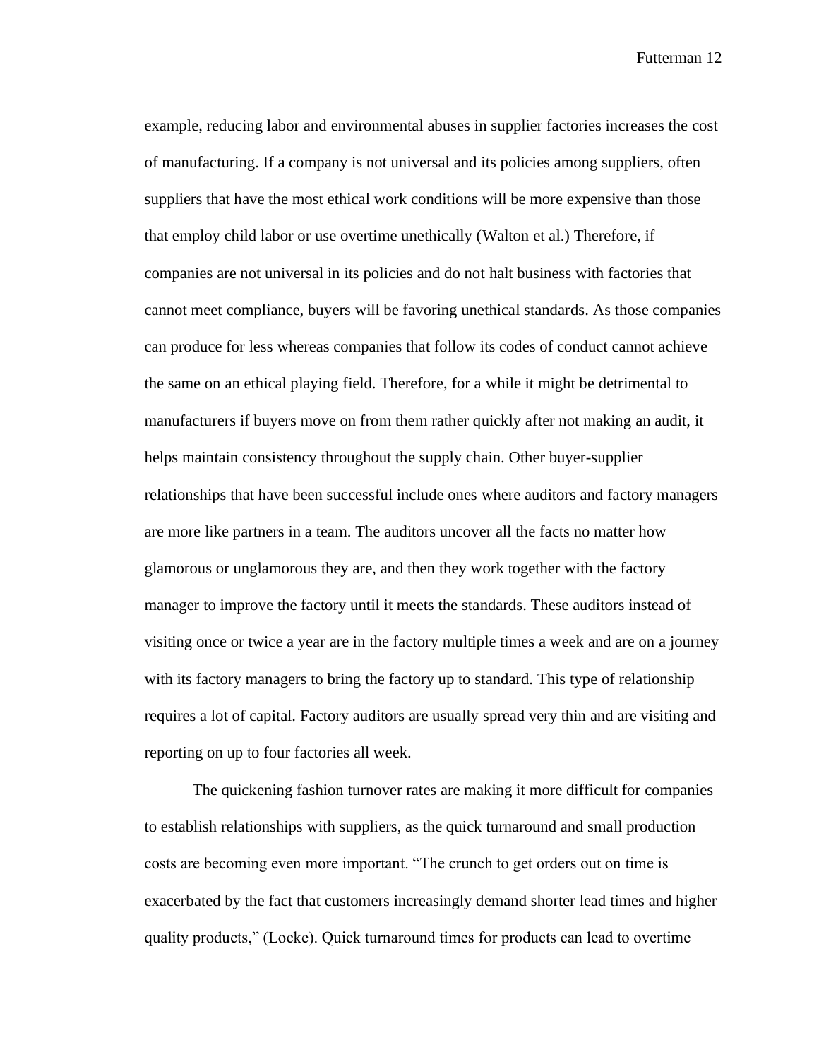example, reducing labor and environmental abuses in supplier factories increases the cost of manufacturing. If a company is not universal and its policies among suppliers, often suppliers that have the most ethical work conditions will be more expensive than those that employ child labor or use overtime unethically (Walton et al.) Therefore, if companies are not universal in its policies and do not halt business with factories that cannot meet compliance, buyers will be favoring unethical standards. As those companies can produce for less whereas companies that follow its codes of conduct cannot achieve the same on an ethical playing field. Therefore, for a while it might be detrimental to manufacturers if buyers move on from them rather quickly after not making an audit, it helps maintain consistency throughout the supply chain. Other buyer-supplier relationships that have been successful include ones where auditors and factory managers are more like partners in a team. The auditors uncover all the facts no matter how glamorous or unglamorous they are, and then they work together with the factory manager to improve the factory until it meets the standards. These auditors instead of visiting once or twice a year are in the factory multiple times a week and are on a journey with its factory managers to bring the factory up to standard. This type of relationship requires a lot of capital. Factory auditors are usually spread very thin and are visiting and reporting on up to four factories all week.

The quickening fashion turnover rates are making it more difficult for companies to establish relationships with suppliers, as the quick turnaround and small production costs are becoming even more important. "The crunch to get orders out on time is exacerbated by the fact that customers increasingly demand shorter lead times and higher quality products," (Locke). Quick turnaround times for products can lead to overtime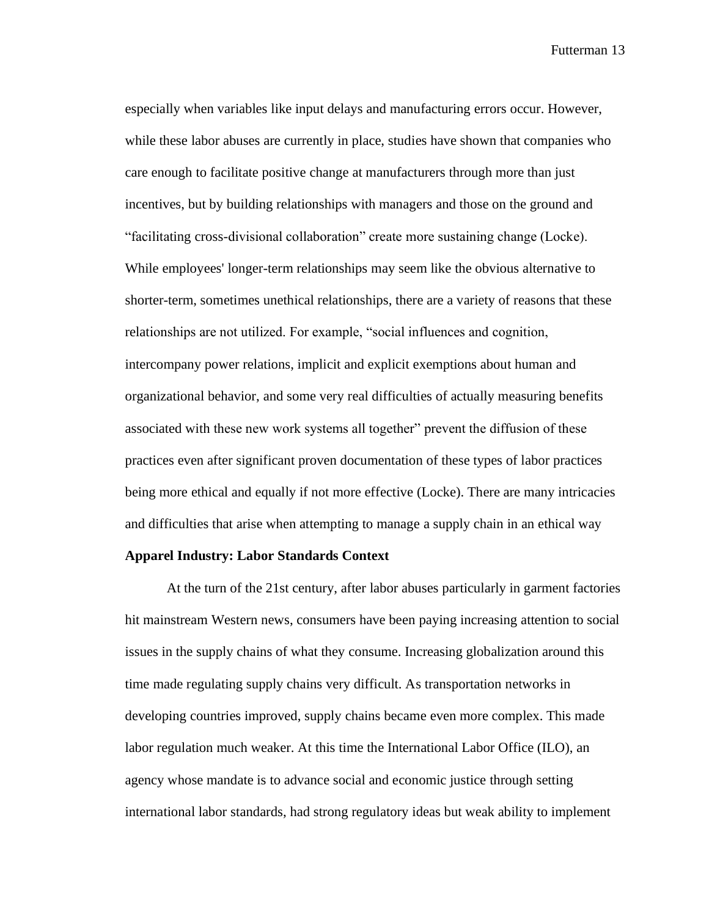especially when variables like input delays and manufacturing errors occur. However, while these labor abuses are currently in place, studies have shown that companies who care enough to facilitate positive change at manufacturers through more than just incentives, but by building relationships with managers and those on the ground and "facilitating cross-divisional collaboration" create more sustaining change (Locke). While employees' longer-term relationships may seem like the obvious alternative to shorter-term, sometimes unethical relationships, there are a variety of reasons that these relationships are not utilized. For example, "social influences and cognition, intercompany power relations, implicit and explicit exemptions about human and organizational behavior, and some very real difficulties of actually measuring benefits associated with these new work systems all together" prevent the diffusion of these practices even after significant proven documentation of these types of labor practices being more ethical and equally if not more effective (Locke). There are many intricacies and difficulties that arise when attempting to manage a supply chain in an ethical way

**Apparel Industry: Labor Standards Context**

At the turn of the 21st century, after labor abuses particularly in garment factories hit mainstream Western news, consumers have been paying increasing attention to social issues in the supply chains of what they consume. Increasing globalization around this time made regulating supply chains very difficult. As transportation networks in developing countries improved, supply chains became even more complex. This made labor regulation much weaker. At this time the International Labor Office (ILO), an agency whose mandate is to advance social and economic justice through setting international labor standards, had strong regulatory ideas but weak ability to implement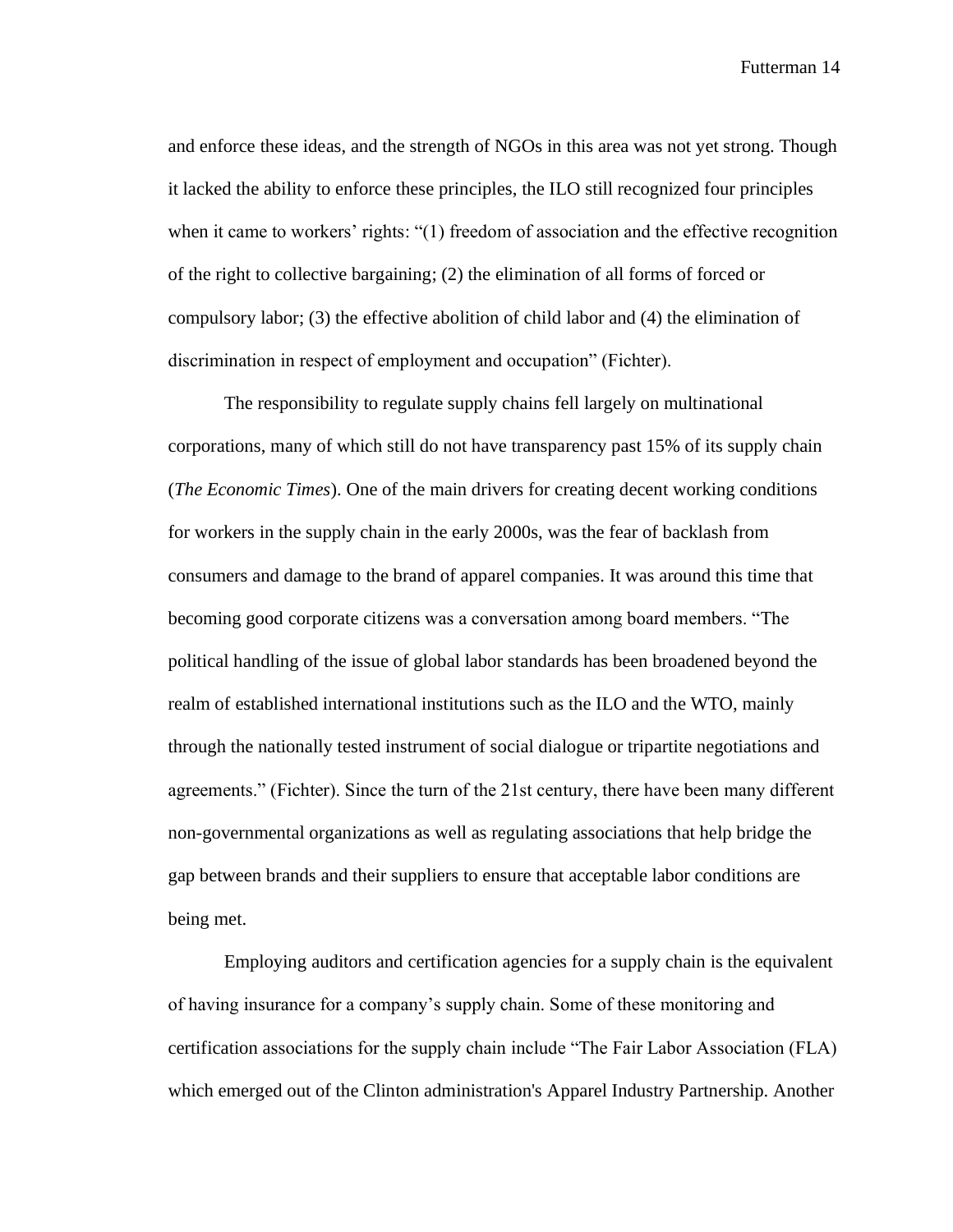and enforce these ideas, and the strength of NGOs in this area was not yet strong. Though it lacked the ability to enforce these principles, the ILO still recognized four principles when it came to workers' rights: "(1) freedom of association and the effective recognition of the right to collective bargaining; (2) the elimination of all forms of forced or compulsory labor; (3) the effective abolition of child labor and (4) the elimination of discrimination in respect of employment and occupation" (Fichter).

The responsibility to regulate supply chains fell largely on multinational corporations, many of which still do not have transparency past 15% of its supply chain (*The Economic Times*). One of the main drivers for creating decent working conditions for workers in the supply chain in the early 2000s, was the fear of backlash from consumers and damage to the brand of apparel companies. It was around this time that becoming good corporate citizens was a conversation among board members. "The political handling of the issue of global labor standards has been broadened beyond the realm of established international institutions such as the ILO and the WTO, mainly through the nationally tested instrument of social dialogue or tripartite negotiations and agreements." (Fichter). Since the turn of the 21st century, there have been many different non-governmental organizations as well as regulating associations that help bridge the gap between brands and their suppliers to ensure that acceptable labor conditions are being met.

Employing auditors and certification agencies for a supply chain is the equivalent of having insurance for a company's supply chain. Some of these monitoring and certification associations for the supply chain include "The Fair Labor Association (FLA) which emerged out of the Clinton administration's Apparel Industry Partnership. Another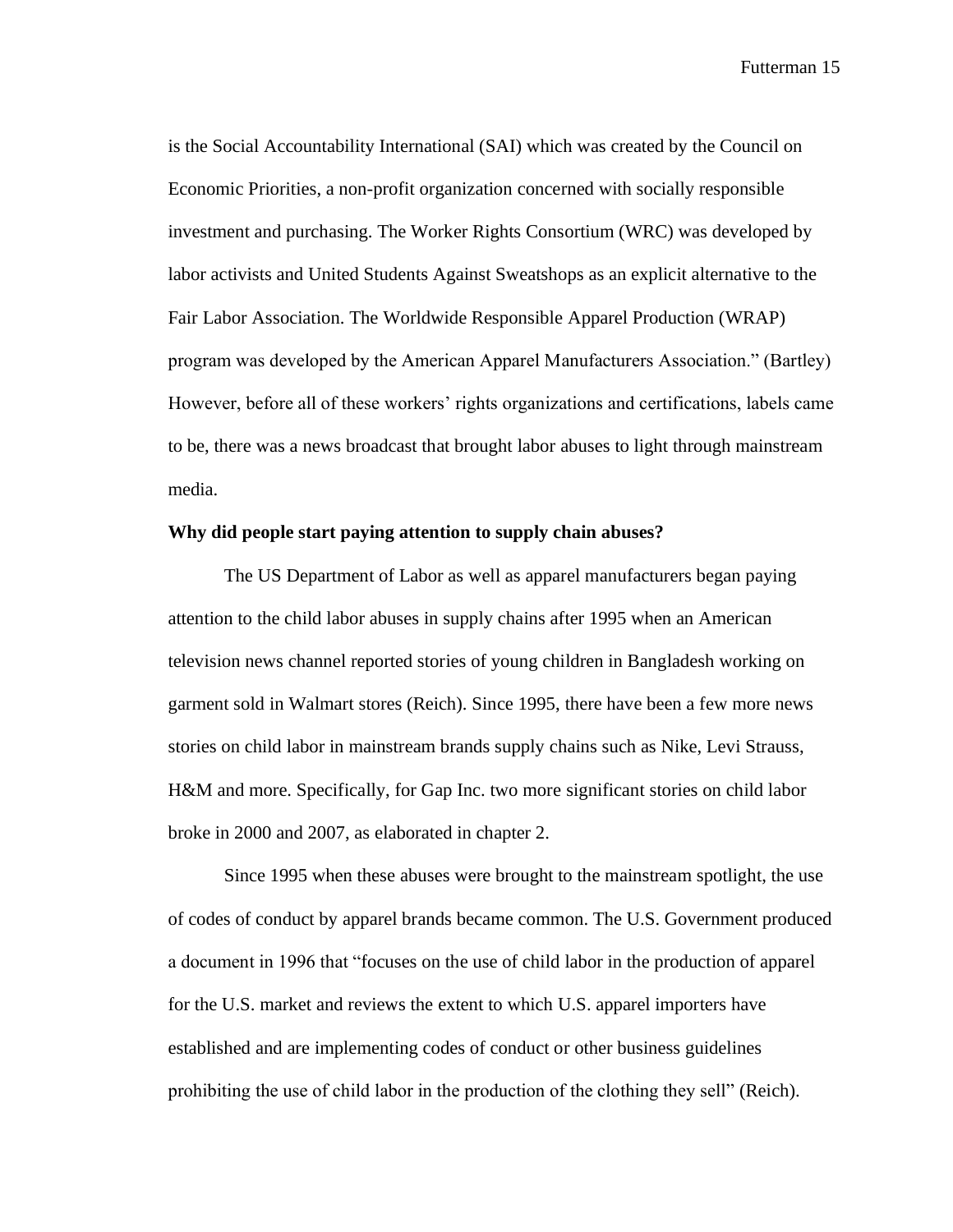is the Social Accountability International (SAI) which was created by the Council on Economic Priorities, a non-profit organization concerned with socially responsible investment and purchasing. The Worker Rights Consortium (WRC) was developed by labor activists and United Students Against Sweatshops as an explicit alternative to the Fair Labor Association. The Worldwide Responsible Apparel Production (WRAP) program was developed by the American Apparel Manufacturers Association." (Bartley) However, before all of these workers' rights organizations and certifications, labels came to be, there was a news broadcast that brought labor abuses to light through mainstream media.

**Why did people start paying attention to supply chain abuses?**

The US Department of Labor as well as apparel manufacturers began paying attention to the child labor abuses in supply chains after 1995 when an American television news channel reported stories of young children in Bangladesh working on garment sold in Walmart stores (Reich). Since 1995, there have been a few more news stories on child labor in mainstream brands supply chains such as Nike, Levi Strauss, H&M and more. Specifically, for Gap Inc. two more significant stories on child labor broke in 2000 and 2007, as elaborated in chapter 2.

Since 1995 when these abuses were brought to the mainstream spotlight, the use of codes of conduct by apparel brands became common. The U.S. Government produced a document in 1996 that "focuses on the use of child labor in the production of apparel for the U.S. market and reviews the extent to which U.S. apparel importers have established and are implementing codes of conduct or other business guidelines prohibiting the use of child labor in the production of the clothing they sell" (Reich).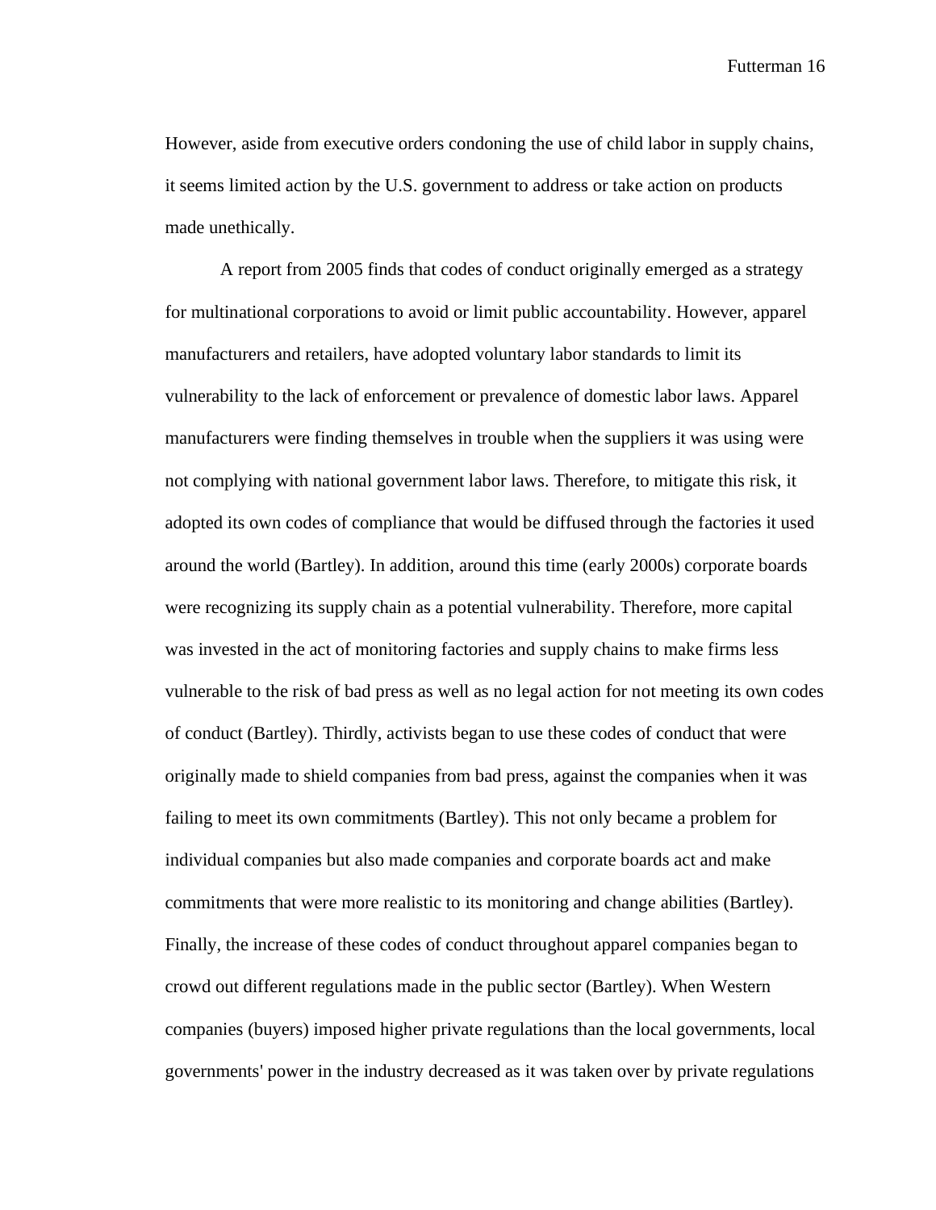However, aside from executive orders condoning the use of child labor in supply chains, it seems limited action by the U.S. government to address or take action on products made unethically.

A report from 2005 finds that codes of conduct originally emerged as a strategy for multinational corporations to avoid or limit public accountability. However, apparel manufacturers and retailers, have adopted voluntary labor standards to limit its vulnerability to the lack of enforcement or prevalence of domestic labor laws. Apparel manufacturers were finding themselves in trouble when the suppliers it was using were not complying with national government labor laws. Therefore, to mitigate this risk, it adopted its own codes of compliance that would be diffused through the factories it used around the world (Bartley). In addition, around this time (early 2000s) corporate boards were recognizing its supply chain as a potential vulnerability. Therefore, more capital was invested in the act of monitoring factories and supply chains to make firms less vulnerable to the risk of bad press as well as no legal action for not meeting its own codes of conduct (Bartley). Thirdly, activists began to use these codes of conduct that were originally made to shield companies from bad press, against the companies when it was failing to meet its own commitments (Bartley). This not only became a problem for individual companies but also made companies and corporate boards act and make commitments that were more realistic to its monitoring and change abilities (Bartley). Finally, the increase of these codes of conduct throughout apparel companies began to crowd out different regulations made in the public sector (Bartley). When Western companies (buyers) imposed higher private regulations than the local governments, local governments' power in the industry decreased as it was taken over by private regulations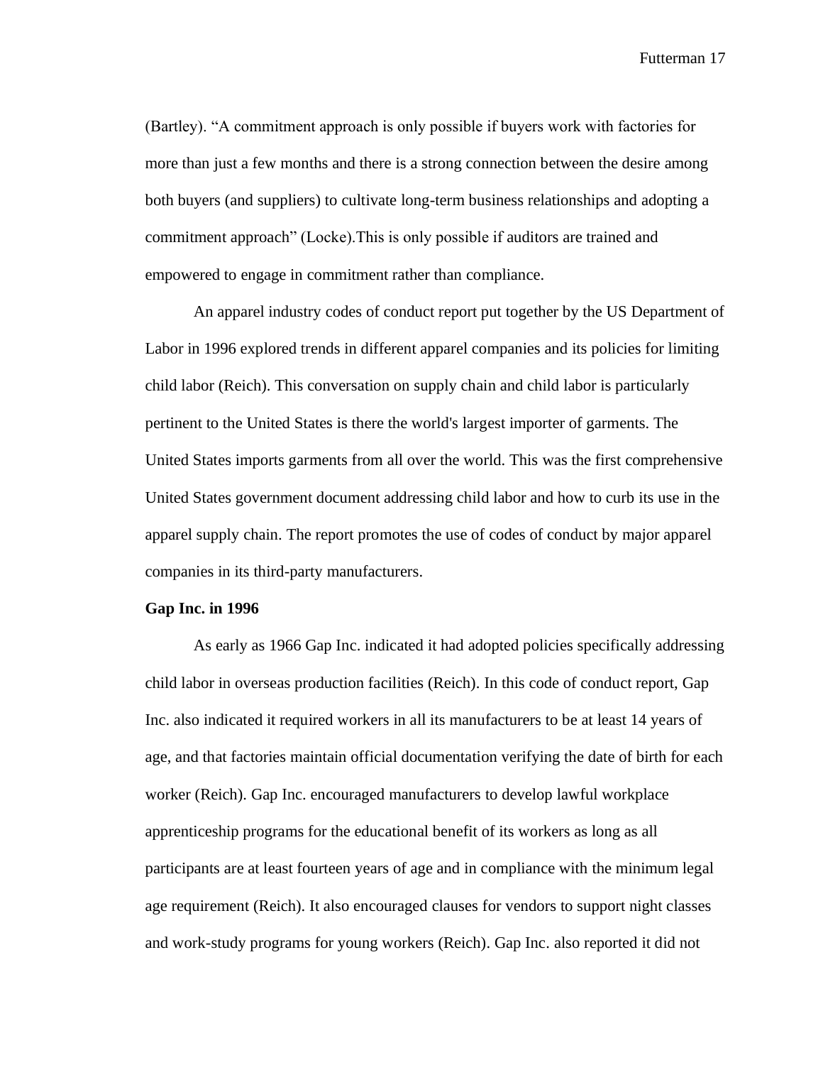(Bartley). “A commitment approach is only possible if buyers work with factories for more than just a few months and there is a strong connection between the desire among both buyers (and suppliers) to cultivate long-term business relationships and adopting a commitment approach” (Locke).This is only possible if auditors are trained and empowered to engage in commitment rather than compliance.

An apparel industry codes of conduct report put together by the US Department of Labor in 1996 explored trends in different apparel companies and its policies for limiting child labor (Reich). This conversation on supply chain and child labor is particularly pertinent to the United States is there the world's largest importer of garments. The United States imports garments from all over the world. This was the first comprehensive United States government document addressing child labor and how to curb its use in the apparel supply chain. The report promotes the use of codes of conduct by major apparel companies in its third-party manufacturers.

**Gap Inc. in 1996**

As early as 1966 Gap Inc. indicated it had adopted policies specifically addressing child labor in overseas production facilities (Reich). In this code of conduct report, Gap Inc. also indicated it required workers in all its manufacturers to be at least 14 years of age, and that factories maintain official documentation verifying the date of birth for each worker (Reich). Gap Inc. encouraged manufacturers to develop lawful workplace apprenticeship programs for the educational benefit of its workers as long as all participants are at least fourteen years of age and in compliance with the minimum legal age requirement (Reich). It also encouraged clauses for vendors to support night classes and work-study programs for young workers (Reich). Gap Inc. also reported it did not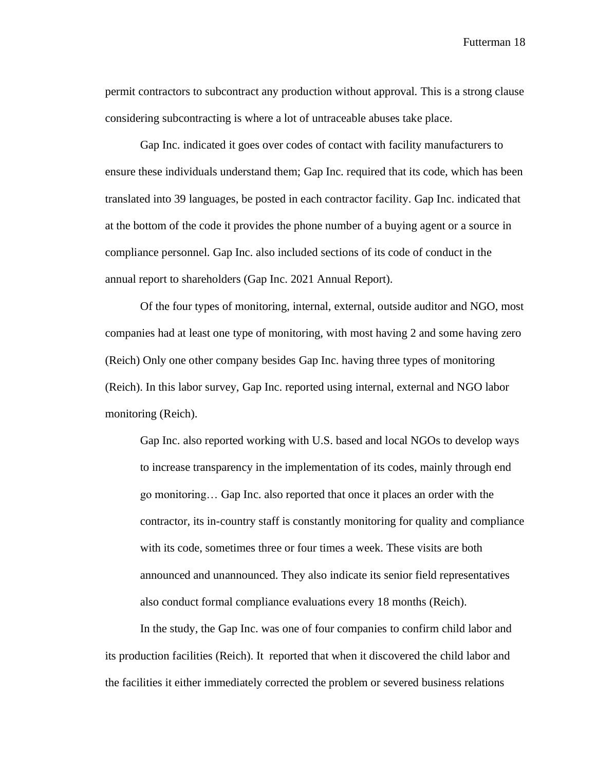permit contractors to subcontract any production without approval. This is a strong clause considering subcontracting is where a lot of untraceable abuses take place.

Gap Inc. indicated it goes over codes of contact with facility manufacturers to ensure these individuals understand them; Gap Inc. required that its code, which has been translated into 39 languages, be posted in each contractor facility. Gap Inc. indicated that at the bottom of the code it provides the phone number of a buying agent or a source in compliance personnel. Gap Inc. also included sections of its code of conduct in the annual report to shareholders (Gap Inc. 2021 Annual Report).

Of the four types of monitoring, internal, external, outside auditor and NGO, most companies had at least one type of monitoring, with most having 2 and some having zero (Reich) Only one other company besides Gap Inc. having three types of monitoring (Reich). In this labor survey, Gap Inc. reported using internal, external and NGO labor monitoring (Reich).

> Gap Inc. also reported working with U.S. based and local NGOs to develop ways to increase transparency in the implementation of its codes, mainly through end go monitoring… Gap Inc. also reported that once it places an order with the contractor, its in-country staff is constantly monitoring for quality and compliance with its code, sometimes three or four times a week. These visits are both announced and unannounced. They also indicate its senior field representatives also conduct formal compliance evaluations every 18 months (Reich).

In the study, the Gap Inc. was one of four companies to confirm child labor and its production facilities (Reich). It reported that when it discovered the child labor and the facilities it either immediately corrected the problem or severed business relations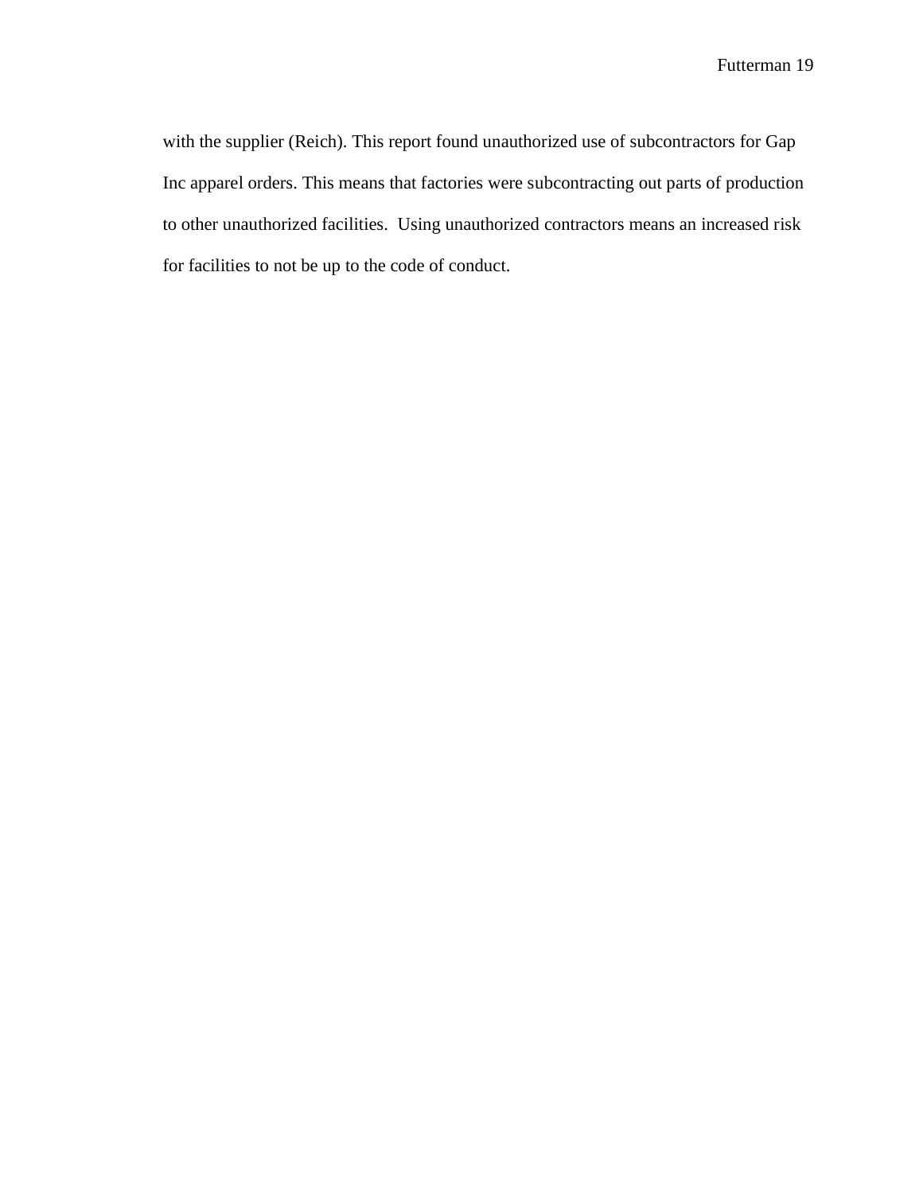with the supplier (Reich). This report found unauthorized use of subcontractors for Gap Inc apparel orders. This means that factories were subcontracting out parts of production to other unauthorized facilities.  Using unauthorized contractors means an increased risk for facilities to not be up to the code of conduct.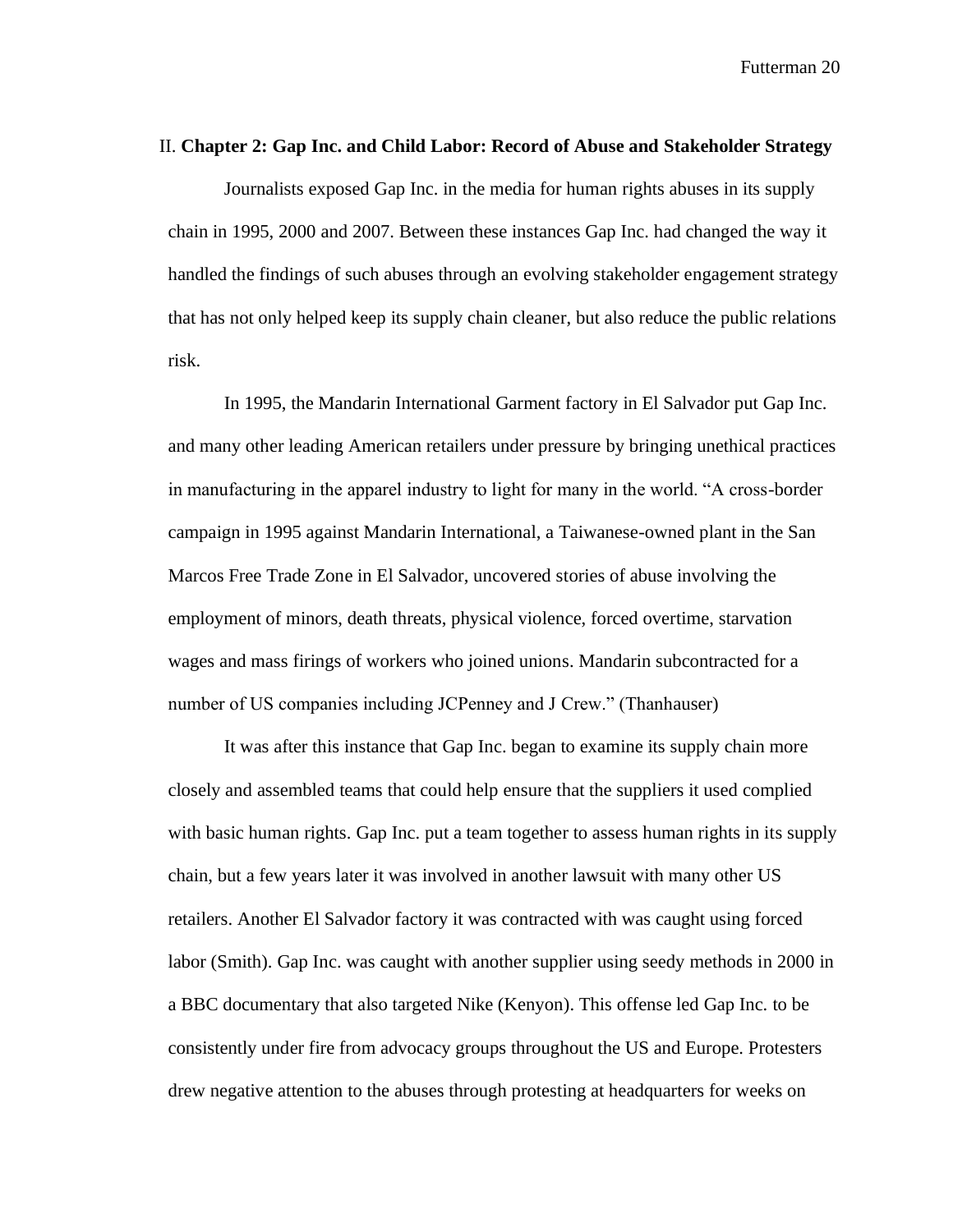## II. **Chapter 2: Gap Inc. and Child Labor: Record of Abuse and Stakeholder Strategy**

Journalists exposed Gap Inc. in the media for human rights abuses in its supply chain in 1995, 2000 and 2007. Between these instances Gap Inc. had changed the way it handled the findings of such abuses through an evolving stakeholder engagement strategy that has not only helped keep its supply chain cleaner, but also reduce the public relations risk.

In 1995, the Mandarin International Garment factory in El Salvador put Gap Inc. and many other leading American retailers under pressure by bringing unethical practices in manufacturing in the apparel industry to light for many in the world. "A cross-border campaign in 1995 against Mandarin International, a Taiwanese-owned plant in the San Marcos Free Trade Zone in El Salvador, uncovered stories of abuse involving the employment of minors, death threats, physical violence, forced overtime, starvation wages and mass firings of workers who joined unions. Mandarin subcontracted for a number of US companies including JCPenney and J Crew." (Thanhauser)

It was after this instance that Gap Inc. began to examine its supply chain more closely and assembled teams that could help ensure that the suppliers it used complied with basic human rights. Gap Inc. put a team together to assess human rights in its supply chain, but a few years later it was involved in another lawsuit with many other US retailers. Another El Salvador factory it was contracted with was caught using forced labor (Smith). Gap Inc. was caught with another supplier using seedy methods in 2000 in a BBC documentary that also targeted Nike (Kenyon). This offense led Gap Inc. to be consistently under fire from advocacy groups throughout the US and Europe. Protesters drew negative attention to the abuses through protesting at headquarters for weeks on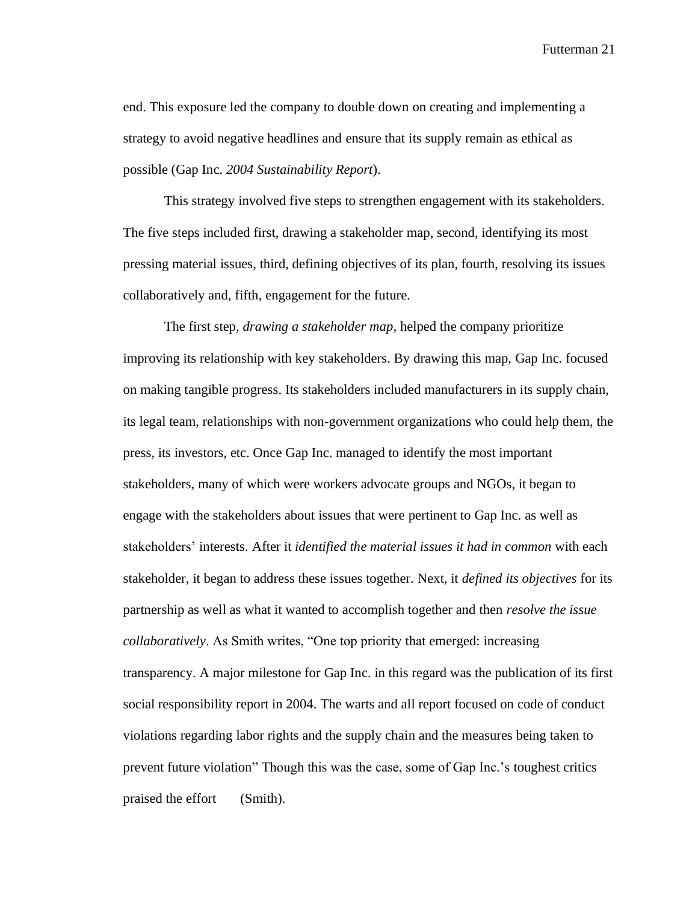end. This exposure led the company to double down on creating and implementing a strategy to avoid negative headlines and ensure that its supply remain as ethical as possible (Gap Inc. *2004 Sustainability Report*).

This strategy involved five steps to strengthen engagement with its stakeholders. The five steps included first, drawing a stakeholder map, second, identifying its most pressing material issues, third, defining objectives of its plan, fourth, resolving its issues collaboratively and, fifth, engagement for the future.

The first step, *drawing a stakeholder map*, helped the company prioritize improving its relationship with key stakeholders. By drawing this map, Gap Inc. focused on making tangible progress. Its stakeholders included manufacturers in its supply chain, its legal team, relationships with non-government organizations who could help them, the press, its investors, etc. Once Gap Inc. managed to identify the most important stakeholders, many of which were workers advocate groups and NGOs, it began to engage with the stakeholders about issues that were pertinent to Gap Inc. as well as stakeholders' interests. After it *identified the material issues it had in common* with each stakeholder, it began to address these issues together. Next, it *defined its objectives* for its partnership as well as what it wanted to accomplish together and then *resolve the issue collaboratively*. As Smith writes, "One top priority that emerged: increasing transparency. A major milestone for Gap Inc. in this regard was the publication of its first social responsibility report in 2004. The warts and all report focused on code of conduct violations regarding labor rights and the supply chain and the measures being taken to prevent future violation" Though this was the case, some of Gap Inc.'s toughest critics praised the effort (Smith).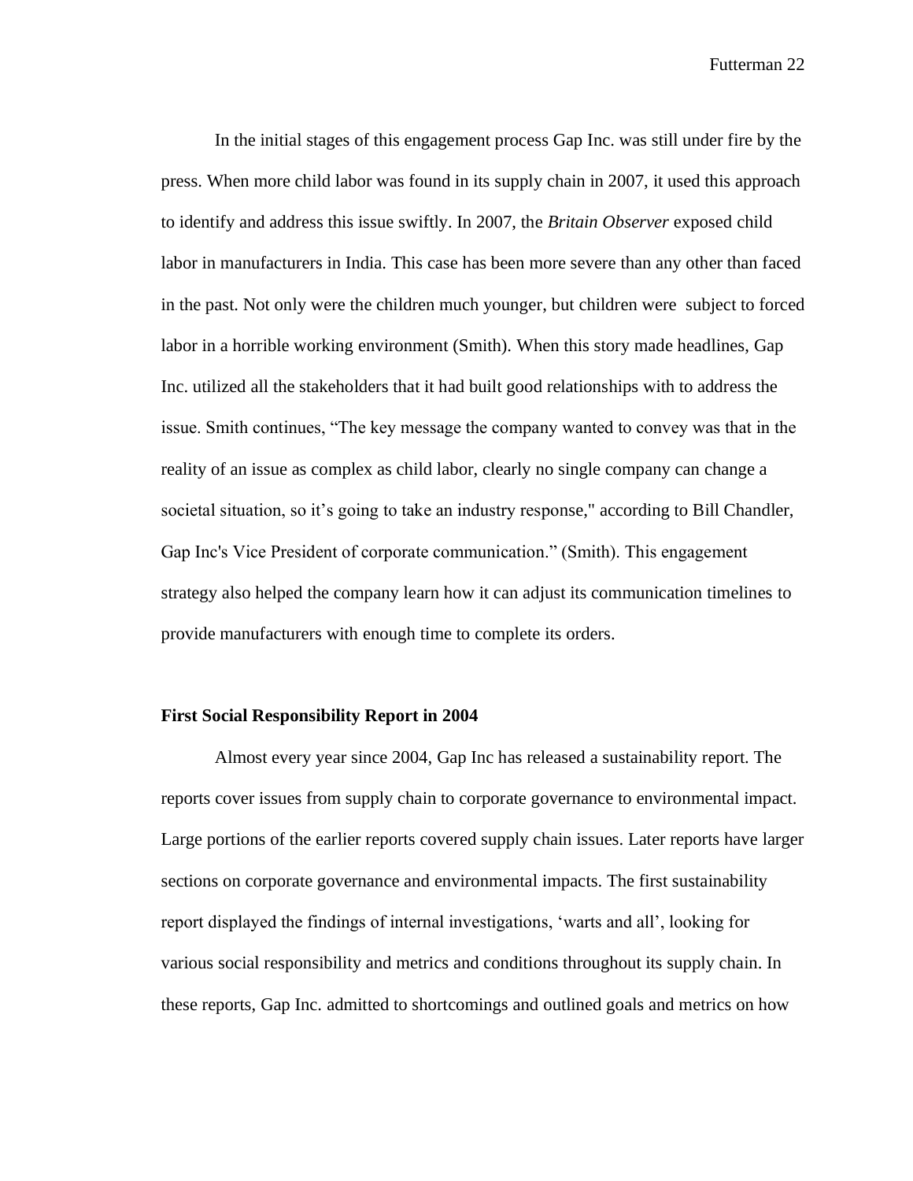In the initial stages of this engagement process Gap Inc. was still under fire by the press. When more child labor was found in its supply chain in 2007, it used this approach to identify and address this issue swiftly. In 2007, the *Britain Observer* exposed child labor in manufacturers in India. This case has been more severe than any other than faced in the past. Not only were the children much younger, but children were  subject to forced labor in a horrible working environment (Smith). When this story made headlines, Gap Inc. utilized all the stakeholders that it had built good relationships with to address the issue. Smith continues, "The key message the company wanted to convey was that in the reality of an issue as complex as child labor, clearly no single company can change a societal situation, so it's going to take an industry response," according to Bill Chandler, Gap Inc's Vice President of corporate communication." (Smith). This engagement strategy also helped the company learn how it can adjust its communication timelines to provide manufacturers with enough time to complete its orders.

**First Social Responsibility Report in 2004**

Almost every year since 2004, Gap Inc has released a sustainability report. The reports cover issues from supply chain to corporate governance to environmental impact. Large portions of the earlier reports covered supply chain issues. Later reports have larger sections on corporate governance and environmental impacts. The first sustainability report displayed the findings of internal investigations, 'warts and all', looking for various social responsibility and metrics and conditions throughout its supply chain. In these reports, Gap Inc. admitted to shortcomings and outlined goals and metrics on how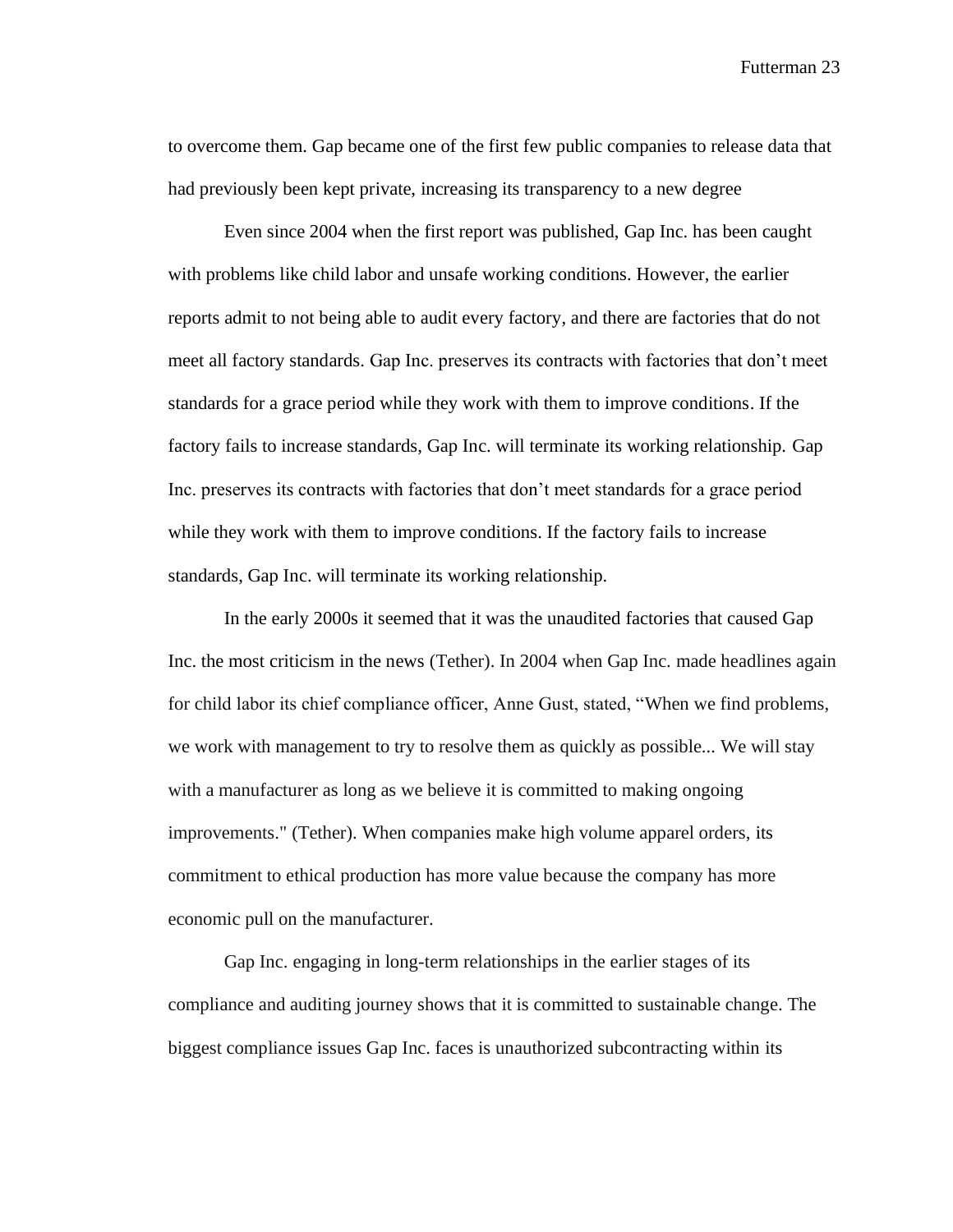to overcome them. Gap became one of the first few public companies to release data that had previously been kept private, increasing its transparency to a new degree

Even since 2004 when the first report was published, Gap Inc. has been caught with problems like child labor and unsafe working conditions. However, the earlier reports admit to not being able to audit every factory, and there are factories that do not meet all factory standards. Gap Inc. preserves its contracts with factories that don't meet standards for a grace period while they work with them to improve conditions. If the factory fails to increase standards, Gap Inc. will terminate its working relationship. Gap Inc. preserves its contracts with factories that don't meet standards for a grace period while they work with them to improve conditions. If the factory fails to increase standards, Gap Inc. will terminate its working relationship.

In the early 2000s it seemed that it was the unaudited factories that caused Gap Inc. the most criticism in the news (Tether). In 2004 when Gap Inc. made headlines again for child labor its chief compliance officer, Anne Gust, stated, "When we find problems, we work with management to try to resolve them as quickly as possible... We will stay with a manufacturer as long as we believe it is committed to making ongoing improvements." (Tether). When companies make high volume apparel orders, its commitment to ethical production has more value because the company has more economic pull on the manufacturer.

Gap Inc. engaging in long-term relationships in the earlier stages of its compliance and auditing journey shows that it is committed to sustainable change. The biggest compliance issues Gap Inc. faces is unauthorized subcontracting within its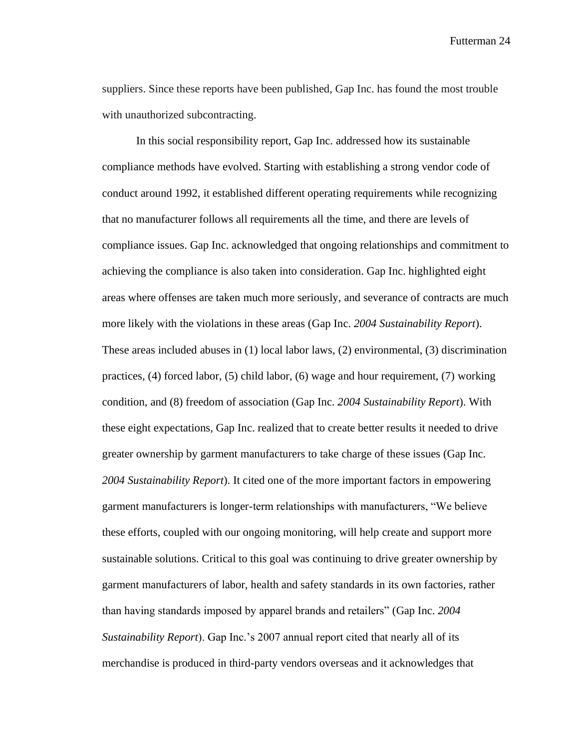suppliers. Since these reports have been published, Gap Inc. has found the most trouble with unauthorized subcontracting.

In this social responsibility report, Gap Inc. addressed how its sustainable compliance methods have evolved. Starting with establishing a strong vendor code of conduct around 1992, it established different operating requirements while recognizing that no manufacturer follows all requirements all the time, and there are levels of compliance issues. Gap Inc. acknowledged that ongoing relationships and commitment to achieving the compliance is also taken into consideration. Gap Inc. highlighted eight areas where offenses are taken much more seriously, and severance of contracts are much more likely with the violations in these areas (Gap Inc. *2004 Sustainability Report*). These areas included abuses in (1) local labor laws, (2) environmental, (3) discrimination practices, (4) forced labor, (5) child labor, (6) wage and hour requirement, (7) working condition, and (8) freedom of association (Gap Inc. *2004 Sustainability Report*). With these eight expectations, Gap Inc. realized that to create better results it needed to drive greater ownership by garment manufacturers to take charge of these issues (Gap Inc. *2004 Sustainability Report*). It cited one of the more important factors in empowering garment manufacturers is longer-term relationships with manufacturers, "We believe these efforts, coupled with our ongoing monitoring, will help create and support more sustainable solutions. Critical to this goal was continuing to drive greater ownership by garment manufacturers of labor, health and safety standards in its own factories, rather than having standards imposed by apparel brands and retailers" (Gap Inc. *2004 Sustainability Report*). Gap Inc.'s 2007 annual report cited that nearly all of its merchandise is produced in third-party vendors overseas and it acknowledges that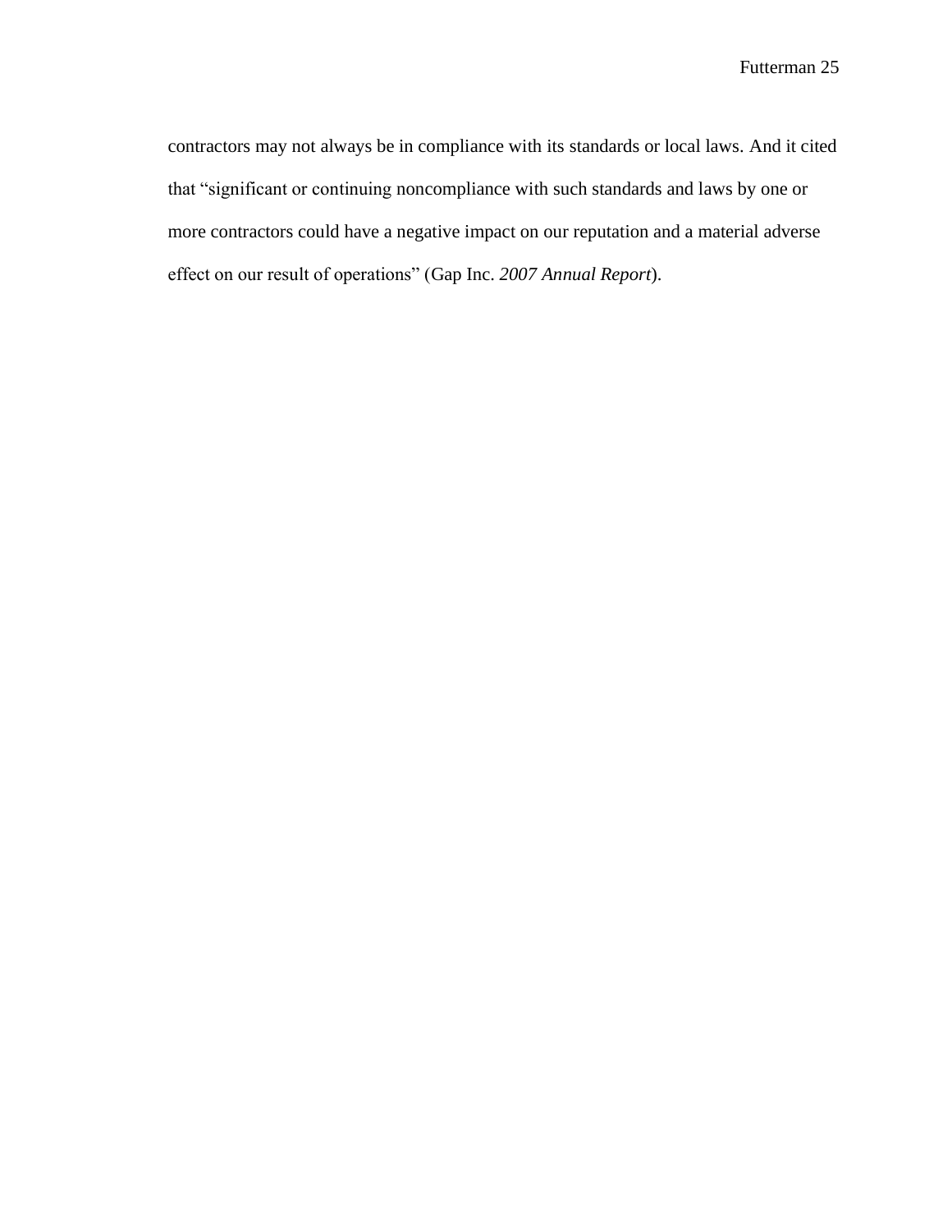contractors may not always be in compliance with its standards or local laws. And it cited that "significant or continuing noncompliance with such standards and laws by one or more contractors could have a negative impact on our reputation and a material adverse effect on our result of operations" (Gap Inc. *2007 Annual Report*).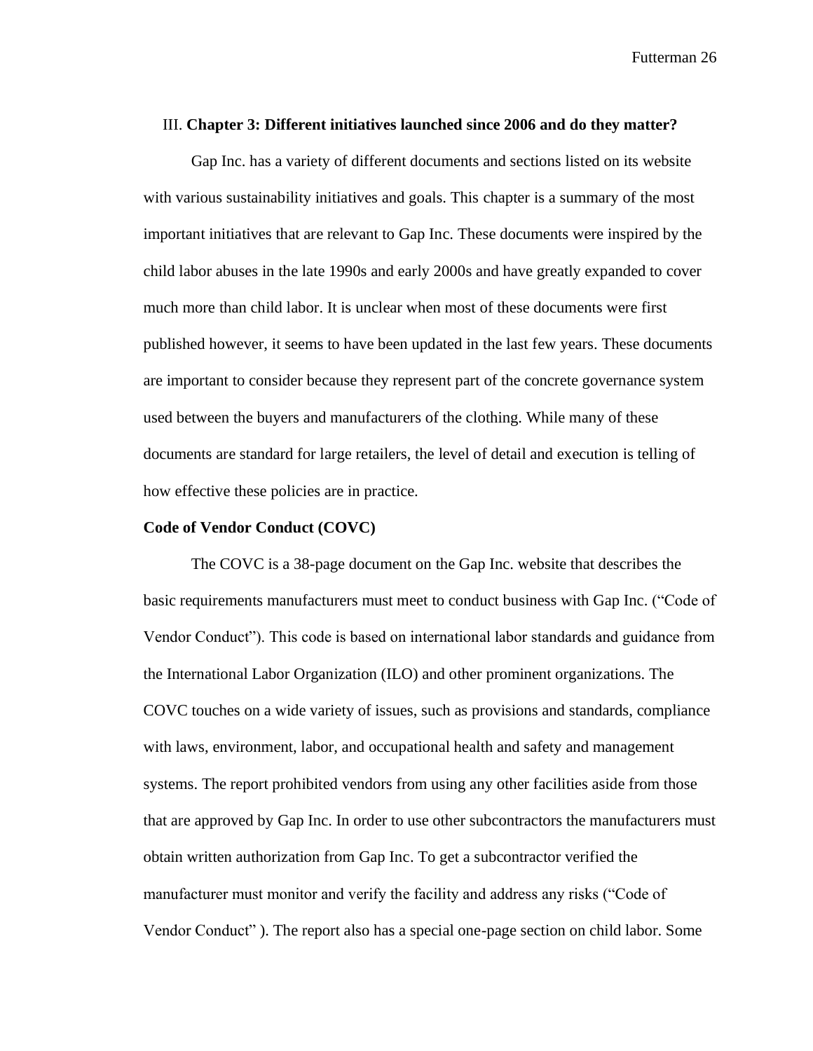## III. **Chapter 3: Different initiatives launched since 2006 and do they matter?**

Gap Inc. has a variety of different documents and sections listed on its website with various sustainability initiatives and goals. This chapter is a summary of the most important initiatives that are relevant to Gap Inc. These documents were inspired by the child labor abuses in the late 1990s and early 2000s and have greatly expanded to cover much more than child labor. It is unclear when most of these documents were first published however, it seems to have been updated in the last few years. These documents are important to consider because they represent part of the concrete governance system used between the buyers and manufacturers of the clothing. While many of these documents are standard for large retailers, the level of detail and execution is telling of how effective these policies are in practice.

**Code of Vendor Conduct (COVC)**

The COVC is a 38-page document on the Gap Inc. website that describes the basic requirements manufacturers must meet to conduct business with Gap Inc. ("Code of Vendor Conduct"). This code is based on international labor standards and guidance from the International Labor Organization (ILO) and other prominent organizations. The COVC touches on a wide variety of issues, such as provisions and standards, compliance with laws, environment, labor, and occupational health and safety and management systems. The report prohibited vendors from using any other facilities aside from those that are approved by Gap Inc. In order to use other subcontractors the manufacturers must obtain written authorization from Gap Inc. To get a subcontractor verified the manufacturer must monitor and verify the facility and address any risks ("Code of Vendor Conduct" ). The report also has a special one-page section on child labor. Some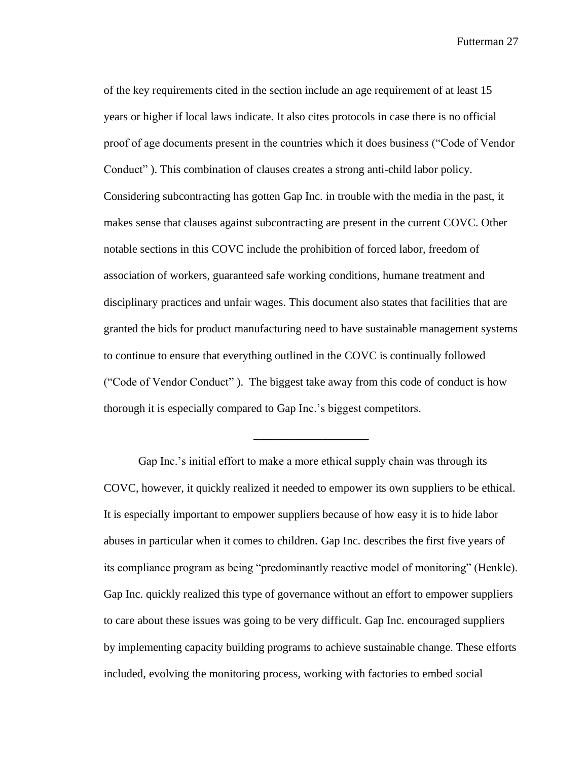of the key requirements cited in the section include an age requirement of at least 15 years or higher if local laws indicate. It also cites protocols in case there is no official proof of age documents present in the countries which it does business ("Code of Vendor Conduct" ). This combination of clauses creates a strong anti-child labor policy. Considering subcontracting has gotten Gap Inc. in trouble with the media in the past, it makes sense that clauses against subcontracting are present in the current COVC. Other notable sections in this COVC include the prohibition of forced labor, freedom of association of workers, guaranteed safe working conditions, humane treatment and disciplinary practices and unfair wages. This document also states that facilities that are granted the bids for product manufacturing need to have sustainable management systems to continue to ensure that everything outlined in the COVC is continually followed ("Code of Vendor Conduct" ). The biggest take away from this code of conduct is how thorough it is especially compared to Gap Inc.'s biggest competitors.

---

Gap Inc.'s initial effort to make a more ethical supply chain was through its COVC, however, it quickly realized it needed to empower its own suppliers to be ethical. It is especially important to empower suppliers because of how easy it is to hide labor abuses in particular when it comes to children. Gap Inc. describes the first five years of its compliance program as being "predominantly reactive model of monitoring" (Henkle). Gap Inc. quickly realized this type of governance without an effort to empower suppliers to care about these issues was going to be very difficult. Gap Inc. encouraged suppliers by implementing capacity building programs to achieve sustainable change. These efforts included, evolving the monitoring process, working with factories to embed social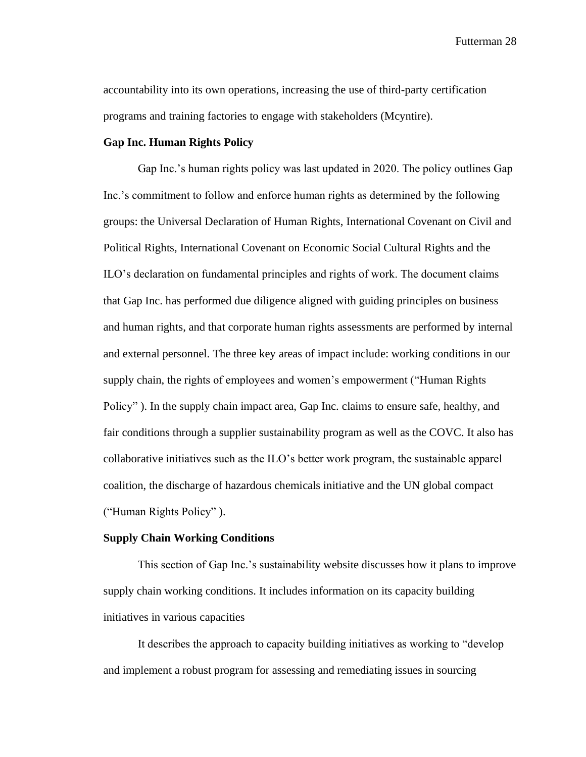accountability into its own operations, increasing the use of third-party certification programs and training factories to engage with stakeholders (Mcyntire).

**Gap Inc. Human Rights Policy**

Gap Inc.'s human rights policy was last updated in 2020. The policy outlines Gap Inc.'s commitment to follow and enforce human rights as determined by the following groups: the Universal Declaration of Human Rights, International Covenant on Civil and Political Rights, International Covenant on Economic Social Cultural Rights and the ILO's declaration on fundamental principles and rights of work. The document claims that Gap Inc. has performed due diligence aligned with guiding principles on business and human rights, and that corporate human rights assessments are performed by internal and external personnel. The three key areas of impact include: working conditions in our supply chain, the rights of employees and women's empowerment ("Human Rights Policy" ). In the supply chain impact area, Gap Inc. claims to ensure safe, healthy, and fair conditions through a supplier sustainability program as well as the COVC. It also has collaborative initiatives such as the ILO's better work program, the sustainable apparel coalition, the discharge of hazardous chemicals initiative and the UN global compact ("Human Rights Policy" ).

**Supply Chain Working Conditions**

This section of Gap Inc.'s sustainability website discusses how it plans to improve supply chain working conditions. It includes information on its capacity building initiatives in various capacities

It describes the approach to capacity building initiatives as working to "develop and implement a robust program for assessing and remediating issues in sourcing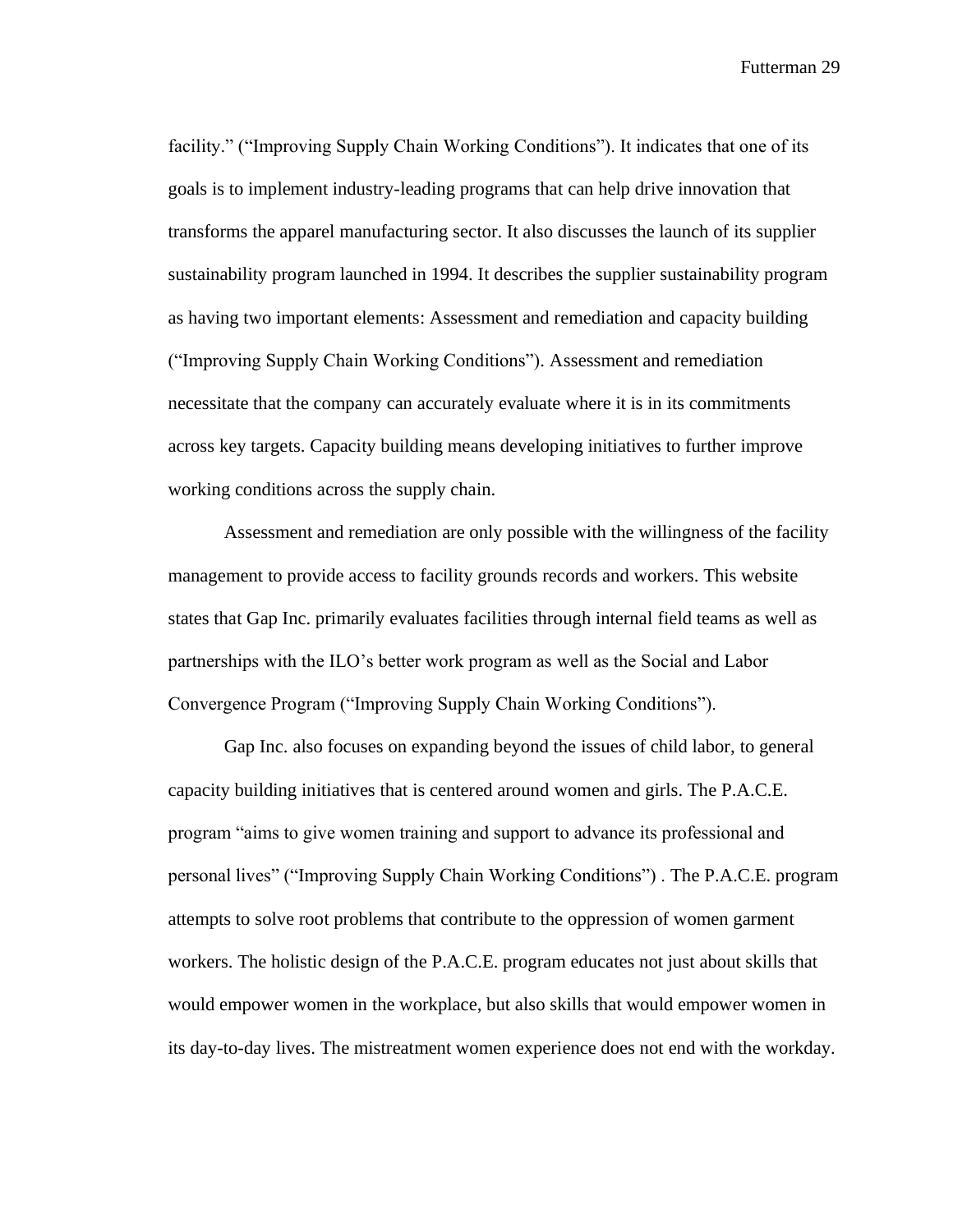facility." ("Improving Supply Chain Working Conditions"). It indicates that one of its goals is to implement industry-leading programs that can help drive innovation that transforms the apparel manufacturing sector. It also discusses the launch of its supplier sustainability program launched in 1994. It describes the supplier sustainability program as having two important elements: Assessment and remediation and capacity building ("Improving Supply Chain Working Conditions"). Assessment and remediation necessitate that the company can accurately evaluate where it is in its commitments across key targets. Capacity building means developing initiatives to further improve working conditions across the supply chain.

Assessment and remediation are only possible with the willingness of the facility management to provide access to facility grounds records and workers. This website states that Gap Inc. primarily evaluates facilities through internal field teams as well as partnerships with the ILO's better work program as well as the Social and Labor Convergence Program ("Improving Supply Chain Working Conditions").

Gap Inc. also focuses on expanding beyond the issues of child labor, to general capacity building initiatives that is centered around women and girls. The P.A.C.E. program "aims to give women training and support to advance its professional and personal lives" ("Improving Supply Chain Working Conditions") . The P.A.C.E. program attempts to solve root problems that contribute to the oppression of women garment workers. The holistic design of the P.A.C.E. program educates not just about skills that would empower women in the workplace, but also skills that would empower women in its day-to-day lives. The mistreatment women experience does not end with the workday.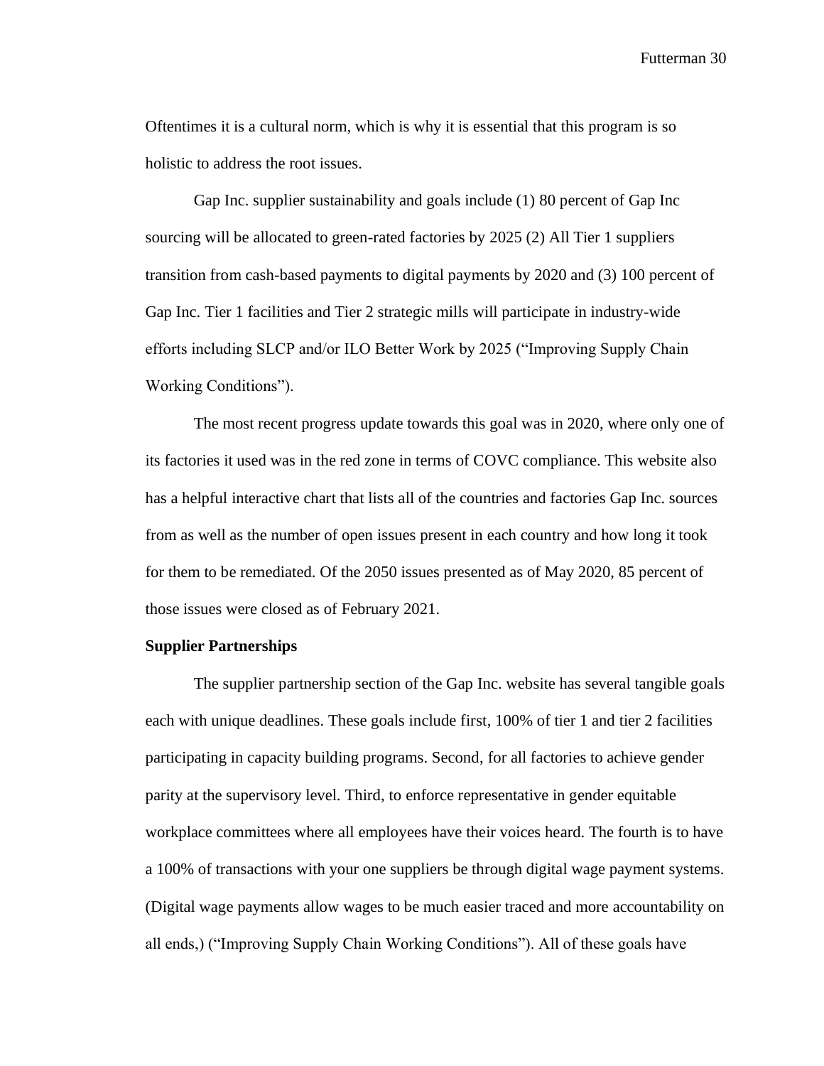Oftentimes it is a cultural norm, which is why it is essential that this program is so holistic to address the root issues.

Gap Inc. supplier sustainability and goals include (1) 80 percent of Gap Inc sourcing will be allocated to green-rated factories by 2025 (2) All Tier 1 suppliers transition from cash-based payments to digital payments by 2020 and (3) 100 percent of Gap Inc. Tier 1 facilities and Tier 2 strategic mills will participate in industry-wide efforts including SLCP and/or ILO Better Work by 2025 ("Improving Supply Chain Working Conditions").

The most recent progress update towards this goal was in 2020, where only one of its factories it used was in the red zone in terms of COVC compliance. This website also has a helpful interactive chart that lists all of the countries and factories Gap Inc. sources from as well as the number of open issues present in each country and how long it took for them to be remediated. Of the 2050 issues presented as of May 2020, 85 percent of those issues were closed as of February 2021.

**Supplier Partnerships**

The supplier partnership section of the Gap Inc. website has several tangible goals each with unique deadlines. These goals include first, 100% of tier 1 and tier 2 facilities participating in capacity building programs. Second, for all factories to achieve gender parity at the supervisory level. Third, to enforce representative in gender equitable workplace committees where all employees have their voices heard. The fourth is to have a 100% of transactions with your one suppliers be through digital wage payment systems. (Digital wage payments allow wages to be much easier traced and more accountability on all ends,) ("Improving Supply Chain Working Conditions"). All of these goals have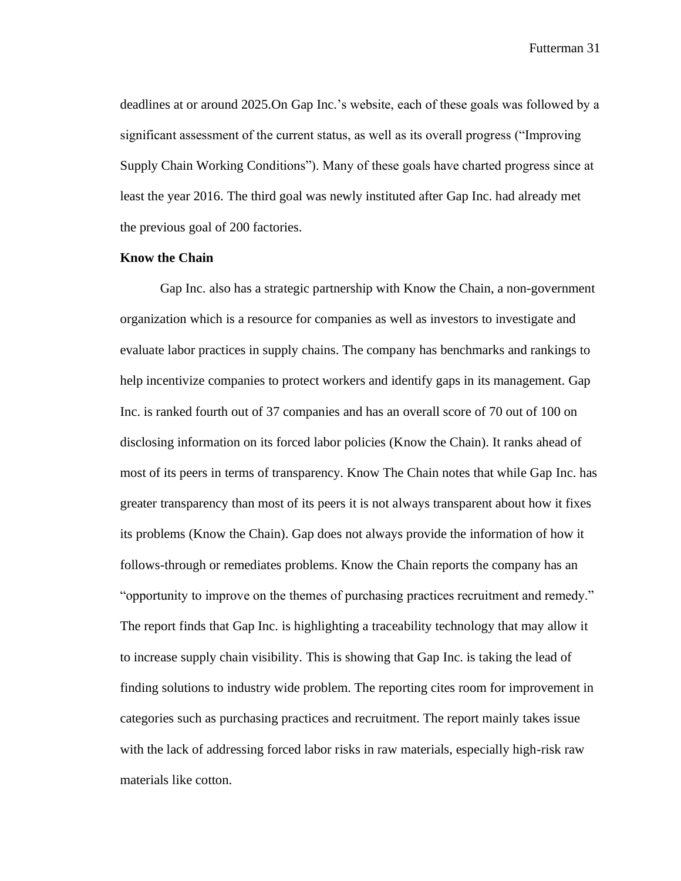deadlines at or around 2025.On Gap Inc.'s website, each of these goals was followed by a significant assessment of the current status, as well as its overall progress ("Improving Supply Chain Working Conditions"). Many of these goals have charted progress since at least the year 2016. The third goal was newly instituted after Gap Inc. had already met the previous goal of 200 factories.

**Know the Chain**

Gap Inc. also has a strategic partnership with Know the Chain, a non-government organization which is a resource for companies as well as investors to investigate and evaluate labor practices in supply chains. The company has benchmarks and rankings to help incentivize companies to protect workers and identify gaps in its management. Gap Inc. is ranked fourth out of 37 companies and has an overall score of 70 out of 100 on disclosing information on its forced labor policies (Know the Chain). It ranks ahead of most of its peers in terms of transparency. Know The Chain notes that while Gap Inc. has greater transparency than most of its peers it is not always transparent about how it fixes its problems (Know the Chain). Gap does not always provide the information of how it follows-through or remediates problems. Know the Chain reports the company has an "opportunity to improve on the themes of purchasing practices recruitment and remedy." The report finds that Gap Inc. is highlighting a traceability technology that may allow it to increase supply chain visibility. This is showing that Gap Inc. is taking the lead of finding solutions to industry wide problem. The reporting cites room for improvement in categories such as purchasing practices and recruitment. The report mainly takes issue with the lack of addressing forced labor risks in raw materials, especially high-risk raw materials like cotton.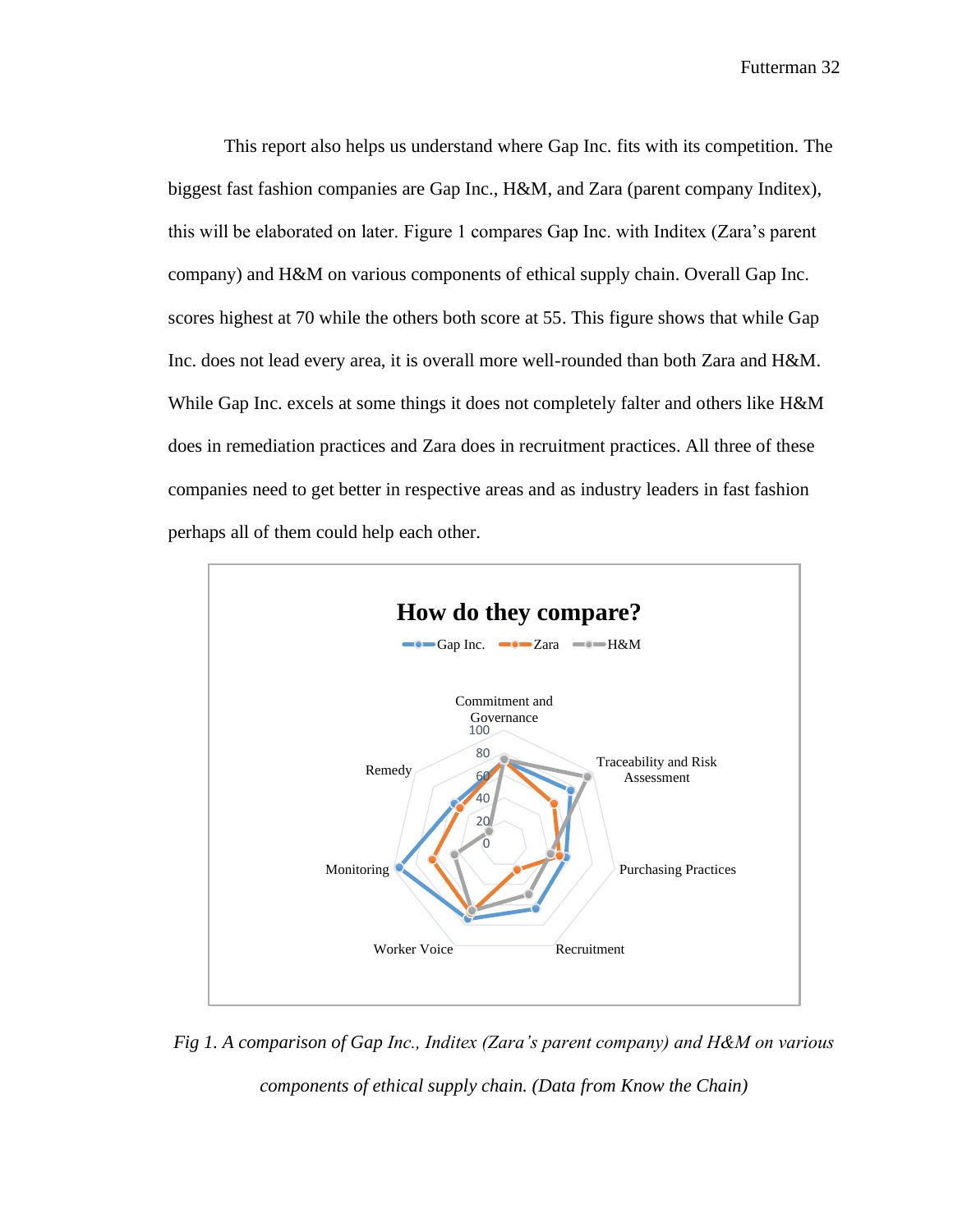This report also helps us understand where Gap Inc. fits with its competition. The biggest fast fashion companies are Gap Inc., H&M, and Zara (parent company Inditex), this will be elaborated on later. Figure 1 compares Gap Inc. with Inditex (Zara's parent company) and H&M on various components of ethical supply chain. Overall Gap Inc. scores highest at 70 while the others both score at 55. This figure shows that while Gap Inc. does not lead every area, it is overall more well-rounded than both Zara and H&M. While Gap Inc. excels at some things it does not completely falter and others like H&M does in remediation practices and Zara does in recruitment practices. All three of these companies need to get better in respective areas and as industry leaders in fast fashion perhaps all of them could help each other.

**How do they compare?**

Gap Inc. — Zara — H&M

Commitment and Governance; Traceability and Risk Assessment; Purchasing Practices; Recruitment; Worker Voice; Monitoring; Remedy

100, 80, 60, 40, 20, 0

*Fig 1. A comparison of Gap Inc., Inditex (Zara's parent company) and H&M on various components of ethical supply chain. (Data from Know the Chain)*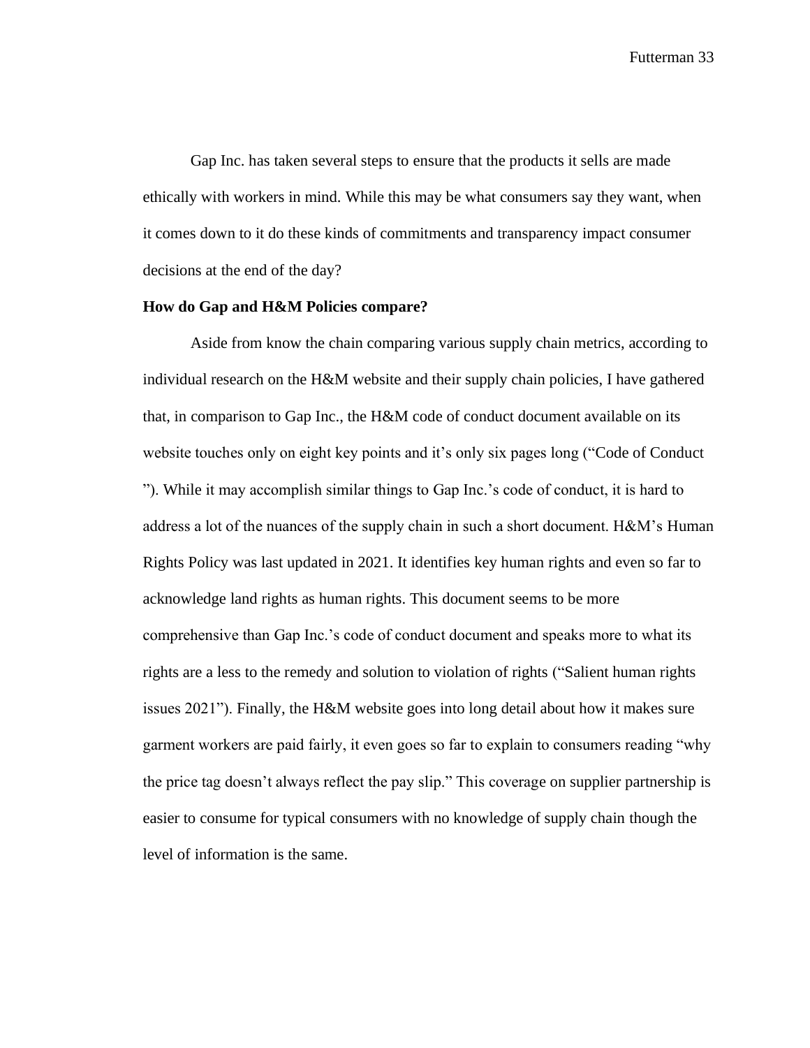Gap Inc. has taken several steps to ensure that the products it sells are made ethically with workers in mind. While this may be what consumers say they want, when it comes down to it do these kinds of commitments and transparency impact consumer decisions at the end of the day?

**How do Gap and H&M Policies compare?**

Aside from know the chain comparing various supply chain metrics, according to individual research on the H&M website and their supply chain policies, I have gathered that, in comparison to Gap Inc., the H&M code of conduct document available on its website touches only on eight key points and it's only six pages long ("Code of Conduct "). While it may accomplish similar things to Gap Inc.'s code of conduct, it is hard to address a lot of the nuances of the supply chain in such a short document. H&M's Human Rights Policy was last updated in 2021. It identifies key human rights and even so far to acknowledge land rights as human rights. This document seems to be more comprehensive than Gap Inc.'s code of conduct document and speaks more to what its rights are a less to the remedy and solution to violation of rights ("Salient human rights issues 2021"). Finally, the H&M website goes into long detail about how it makes sure garment workers are paid fairly, it even goes so far to explain to consumers reading "why the price tag doesn't always reflect the pay slip." This coverage on supplier partnership is easier to consume for typical consumers with no knowledge of supply chain though the level of information is the same.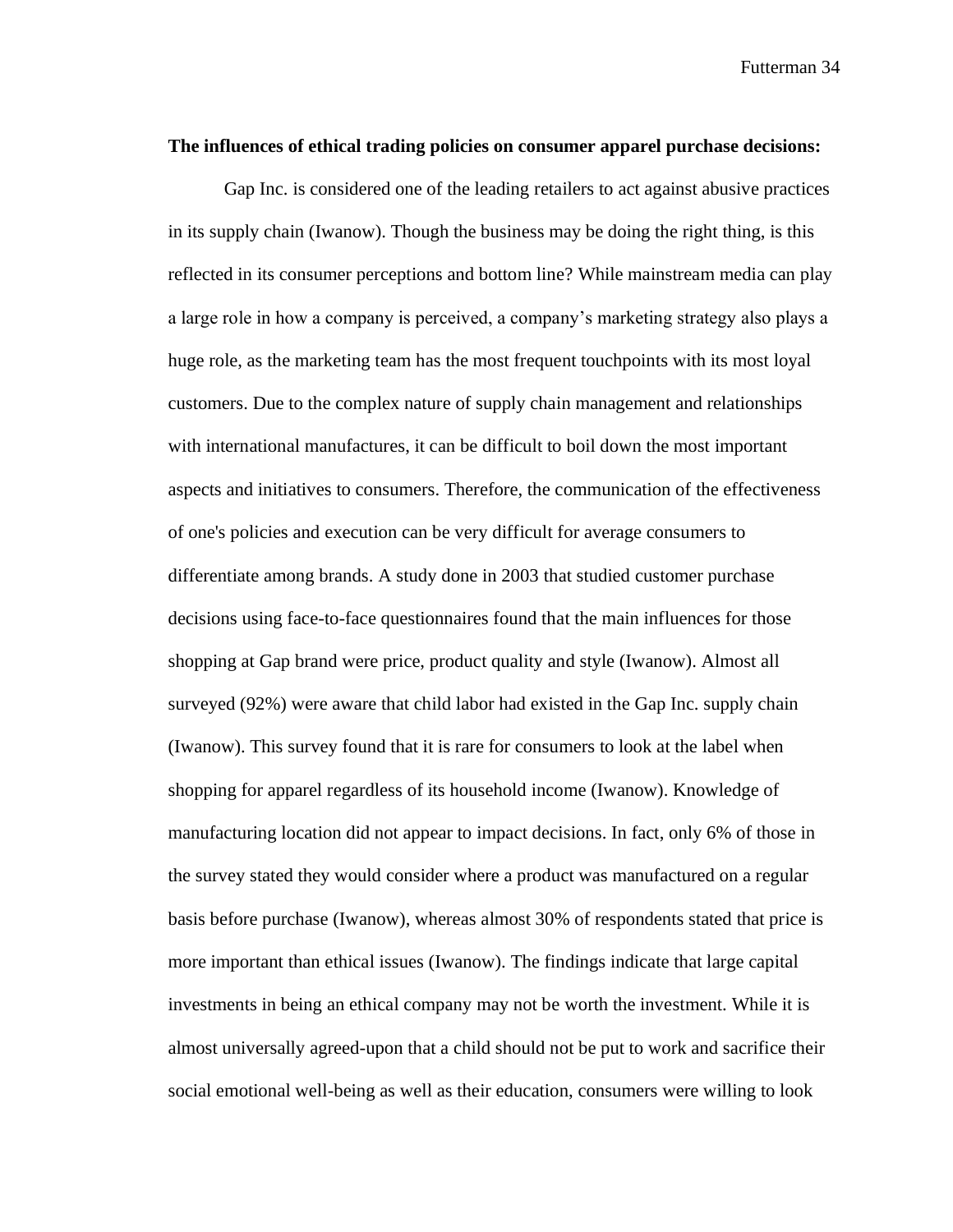**The influences of ethical trading policies on consumer apparel purchase decisions:**

Gap Inc. is considered one of the leading retailers to act against abusive practices in its supply chain (Iwanow). Though the business may be doing the right thing, is this reflected in its consumer perceptions and bottom line? While mainstream media can play a large role in how a company is perceived, a company's marketing strategy also plays a huge role, as the marketing team has the most frequent touchpoints with its most loyal customers. Due to the complex nature of supply chain management and relationships with international manufactures, it can be difficult to boil down the most important aspects and initiatives to consumers. Therefore, the communication of the effectiveness of one's policies and execution can be very difficult for average consumers to differentiate among brands. A study done in 2003 that studied customer purchase decisions using face-to-face questionnaires found that the main influences for those shopping at Gap brand were price, product quality and style (Iwanow). Almost all surveyed (92%) were aware that child labor had existed in the Gap Inc. supply chain (Iwanow). This survey found that it is rare for consumers to look at the label when shopping for apparel regardless of its household income (Iwanow). Knowledge of manufacturing location did not appear to impact decisions. In fact, only 6% of those in the survey stated they would consider where a product was manufactured on a regular basis before purchase (Iwanow), whereas almost 30% of respondents stated that price is more important than ethical issues (Iwanow). The findings indicate that large capital investments in being an ethical company may not be worth the investment. While it is almost universally agreed-upon that a child should not be put to work and sacrifice their social emotional well-being as well as their education, consumers were willing to look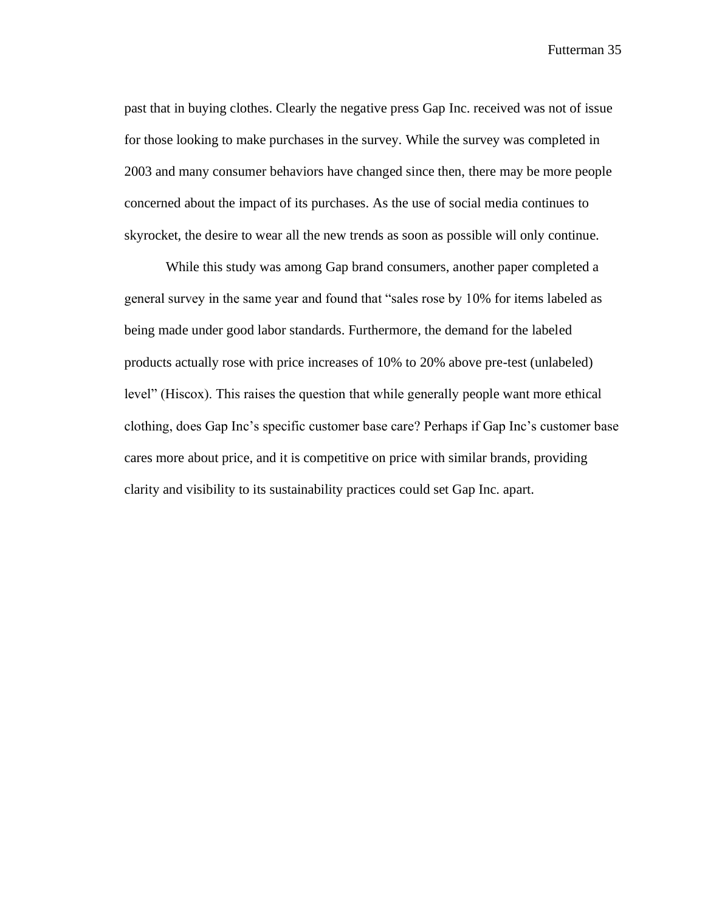past that in buying clothes. Clearly the negative press Gap Inc. received was not of issue for those looking to make purchases in the survey. While the survey was completed in 2003 and many consumer behaviors have changed since then, there may be more people concerned about the impact of its purchases. As the use of social media continues to skyrocket, the desire to wear all the new trends as soon as possible will only continue.

While this study was among Gap brand consumers, another paper completed a general survey in the same year and found that "sales rose by 10% for items labeled as being made under good labor standards. Furthermore, the demand for the labeled products actually rose with price increases of 10% to 20% above pre-test (unlabeled) level" (Hiscox). This raises the question that while generally people want more ethical clothing, does Gap Inc's specific customer base care? Perhaps if Gap Inc's customer base cares more about price, and it is competitive on price with similar brands, providing clarity and visibility to its sustainability practices could set Gap Inc. apart.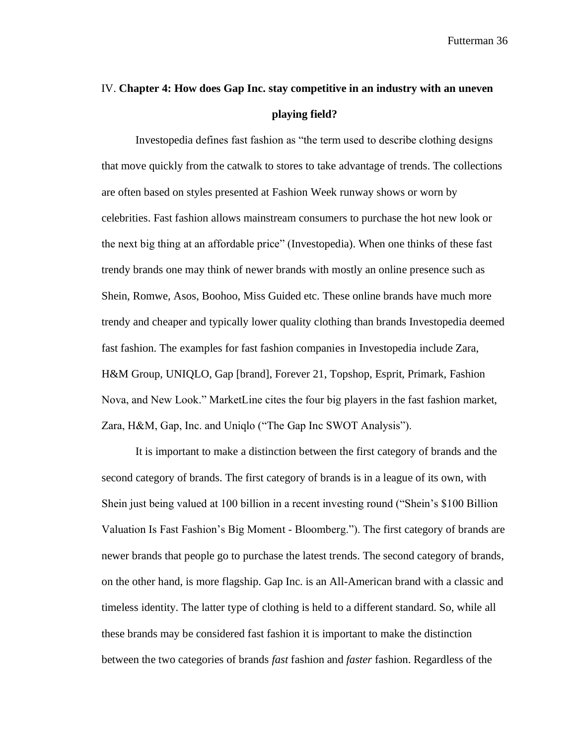# IV. **Chapter 4: How does Gap Inc. stay competitive in an industry with an uneven playing field?**

Investopedia defines fast fashion as "the term used to describe clothing designs that move quickly from the catwalk to stores to take advantage of trends. The collections are often based on styles presented at Fashion Week runway shows or worn by celebrities. Fast fashion allows mainstream consumers to purchase the hot new look or the next big thing at an affordable price" (Investopedia). When one thinks of these fast trendy brands one may think of newer brands with mostly an online presence such as Shein, Romwe, Asos, Boohoo, Miss Guided etc. These online brands have much more trendy and cheaper and typically lower quality clothing than brands Investopedia deemed fast fashion. The examples for fast fashion companies in Investopedia include Zara, H&M Group, UNIQLO, Gap [brand], Forever 21, Topshop, Esprit, Primark, Fashion Nova, and New Look." MarketLine cites the four big players in the fast fashion market, Zara, H&M, Gap, Inc. and Uniqlo ("The Gap Inc SWOT Analysis").

It is important to make a distinction between the first category of brands and the second category of brands. The first category of brands is in a league of its own, with Shein just being valued at 100 billion in a recent investing round ("Shein's $100 Billion Valuation Is Fast Fashion's Big Moment - Bloomberg."). The first category of brands are newer brands that people go to purchase the latest trends. The second category of brands, on the other hand, is more flagship. Gap Inc. is an All-American brand with a classic and timeless identity. The latter type of clothing is held to a different standard. So, while all these brands may be considered fast fashion it is important to make the distinction between the two categories of brands *fast* fashion and *faster* fashion. Regardless of the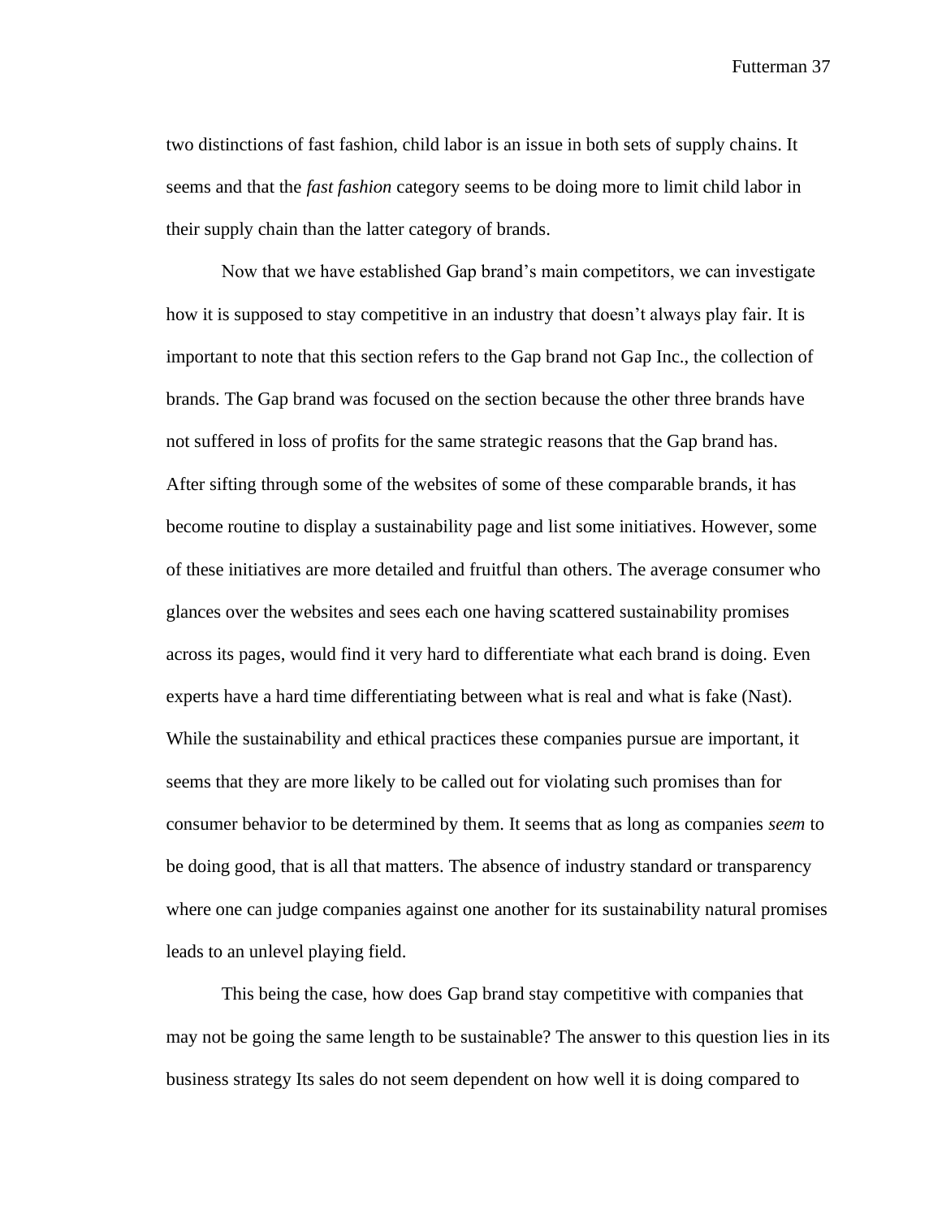two distinctions of fast fashion, child labor is an issue in both sets of supply chains. It seems and that the *fast fashion* category seems to be doing more to limit child labor in their supply chain than the latter category of brands.

Now that we have established Gap brand's main competitors, we can investigate how it is supposed to stay competitive in an industry that doesn't always play fair. It is important to note that this section refers to the Gap brand not Gap Inc., the collection of brands. The Gap brand was focused on the section because the other three brands have not suffered in loss of profits for the same strategic reasons that the Gap brand has. After sifting through some of the websites of some of these comparable brands, it has become routine to display a sustainability page and list some initiatives. However, some of these initiatives are more detailed and fruitful than others. The average consumer who glances over the websites and sees each one having scattered sustainability promises across its pages, would find it very hard to differentiate what each brand is doing. Even experts have a hard time differentiating between what is real and what is fake (Nast). While the sustainability and ethical practices these companies pursue are important, it seems that they are more likely to be called out for violating such promises than for consumer behavior to be determined by them. It seems that as long as companies *seem* to be doing good, that is all that matters. The absence of industry standard or transparency where one can judge companies against one another for its sustainability natural promises leads to an unlevel playing field.

This being the case, how does Gap brand stay competitive with companies that may not be going the same length to be sustainable? The answer to this question lies in its business strategy Its sales do not seem dependent on how well it is doing compared to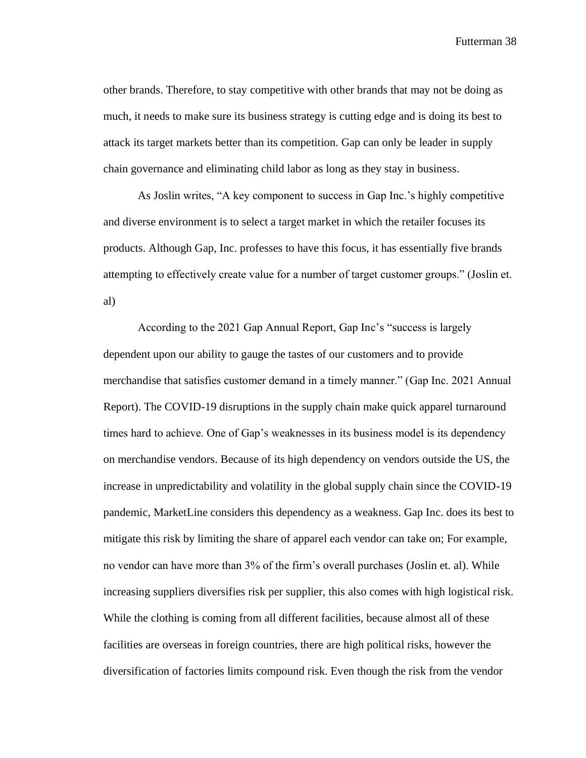other brands. Therefore, to stay competitive with other brands that may not be doing as much, it needs to make sure its business strategy is cutting edge and is doing its best to attack its target markets better than its competition. Gap can only be leader in supply chain governance and eliminating child labor as long as they stay in business.

As Joslin writes, "A key component to success in Gap Inc.'s highly competitive and diverse environment is to select a target market in which the retailer focuses its products. Although Gap, Inc. professes to have this focus, it has essentially five brands attempting to effectively create value for a number of target customer groups." (Joslin et. al)

According to the 2021 Gap Annual Report, Gap Inc's "success is largely dependent upon our ability to gauge the tastes of our customers and to provide merchandise that satisfies customer demand in a timely manner." (Gap Inc. 2021 Annual Report). The COVID-19 disruptions in the supply chain make quick apparel turnaround times hard to achieve. One of Gap's weaknesses in its business model is its dependency on merchandise vendors. Because of its high dependency on vendors outside the US, the increase in unpredictability and volatility in the global supply chain since the COVID-19 pandemic, MarketLine considers this dependency as a weakness. Gap Inc. does its best to mitigate this risk by limiting the share of apparel each vendor can take on; For example, no vendor can have more than 3% of the firm's overall purchases (Joslin et. al). While increasing suppliers diversifies risk per supplier, this also comes with high logistical risk. While the clothing is coming from all different facilities, because almost all of these facilities are overseas in foreign countries, there are high political risks, however the diversification of factories limits compound risk. Even though the risk from the vendor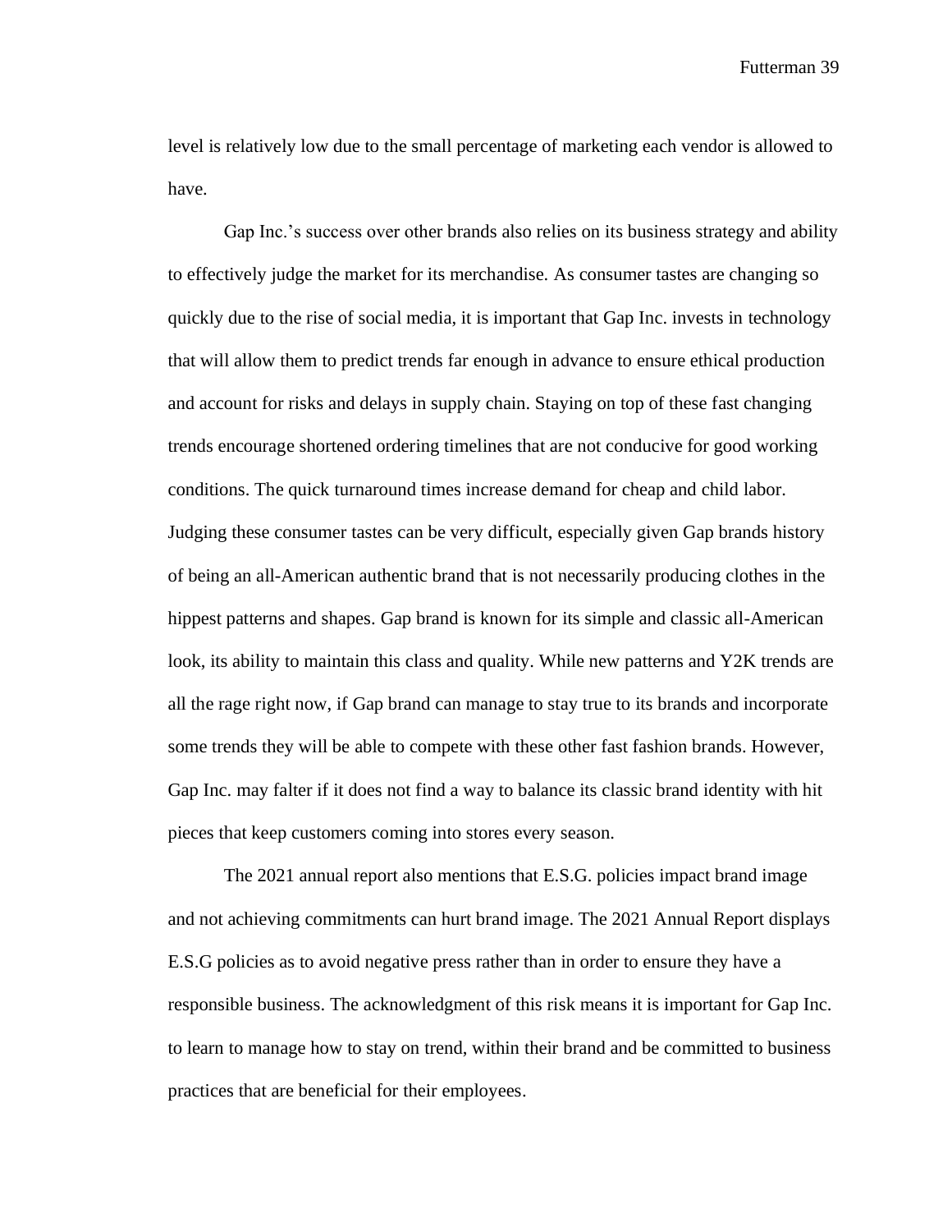level is relatively low due to the small percentage of marketing each vendor is allowed to have.

Gap Inc.'s success over other brands also relies on its business strategy and ability to effectively judge the market for its merchandise. As consumer tastes are changing so quickly due to the rise of social media, it is important that Gap Inc. invests in technology that will allow them to predict trends far enough in advance to ensure ethical production and account for risks and delays in supply chain. Staying on top of these fast changing trends encourage shortened ordering timelines that are not conducive for good working conditions. The quick turnaround times increase demand for cheap and child labor. Judging these consumer tastes can be very difficult, especially given Gap brands history of being an all-American authentic brand that is not necessarily producing clothes in the hippest patterns and shapes. Gap brand is known for its simple and classic all-American look, its ability to maintain this class and quality. While new patterns and Y2K trends are all the rage right now, if Gap brand can manage to stay true to its brands and incorporate some trends they will be able to compete with these other fast fashion brands. However, Gap Inc. may falter if it does not find a way to balance its classic brand identity with hit pieces that keep customers coming into stores every season.

The 2021 annual report also mentions that E.S.G. policies impact brand image and not achieving commitments can hurt brand image. The 2021 Annual Report displays E.S.G policies as to avoid negative press rather than in order to ensure they have a responsible business. The acknowledgment of this risk means it is important for Gap Inc. to learn to manage how to stay on trend, within their brand and be committed to business practices that are beneficial for their employees.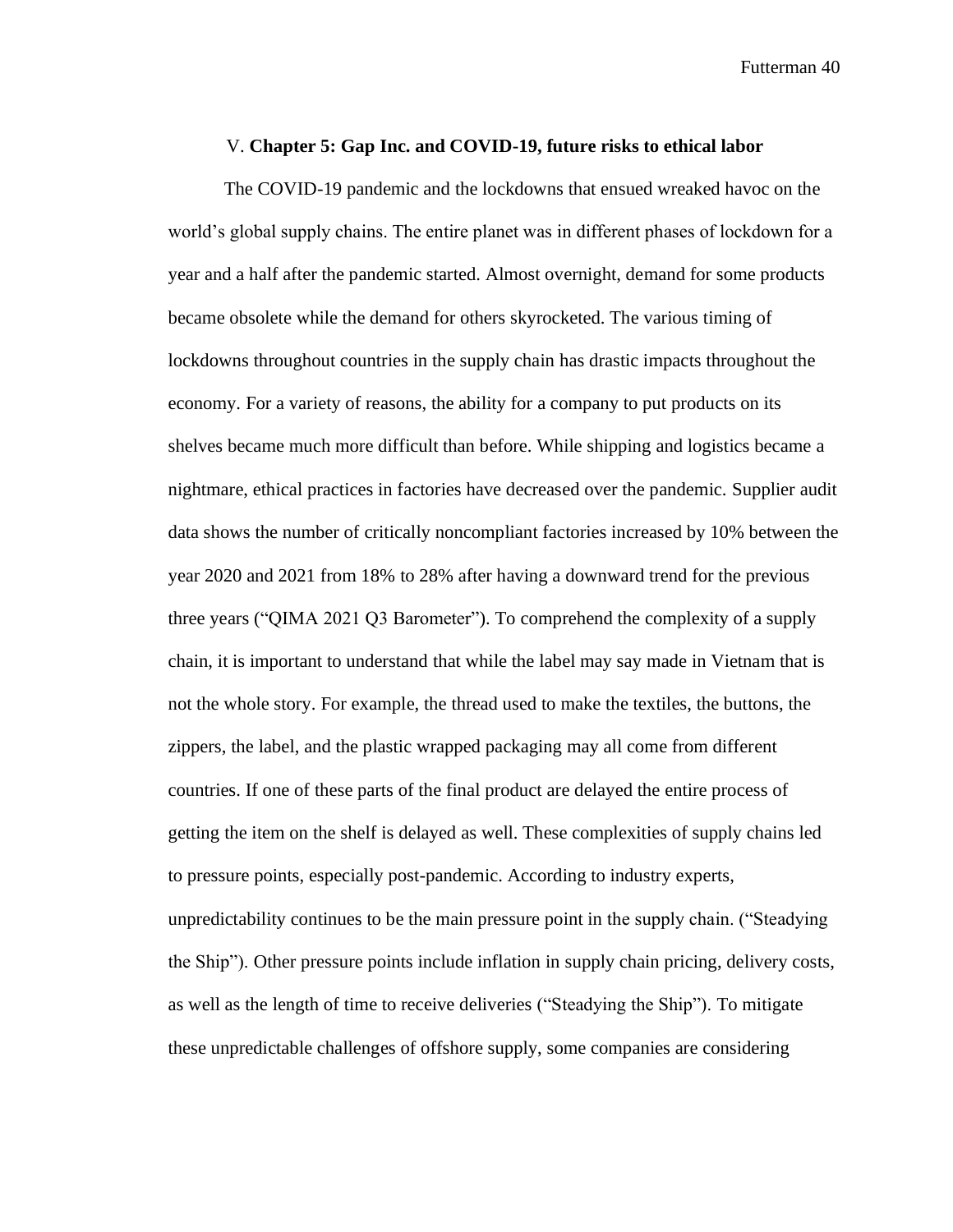## V. Chapter 5: Gap Inc. and COVID-19, future risks to ethical labor

The COVID-19 pandemic and the lockdowns that ensued wreaked havoc on the world's global supply chains. The entire planet was in different phases of lockdown for a year and a half after the pandemic started. Almost overnight, demand for some products became obsolete while the demand for others skyrocketed. The various timing of lockdowns throughout countries in the supply chain has drastic impacts throughout the economy. For a variety of reasons, the ability for a company to put products on its shelves became much more difficult than before. While shipping and logistics became a nightmare, ethical practices in factories have decreased over the pandemic. Supplier audit data shows the number of critically noncompliant factories increased by 10% between the year 2020 and 2021 from 18% to 28% after having a downward trend for the previous three years ("QIMA 2021 Q3 Barometer"). To comprehend the complexity of a supply chain, it is important to understand that while the label may say made in Vietnam that is not the whole story. For example, the thread used to make the textiles, the buttons, the zippers, the label, and the plastic wrapped packaging may all come from different countries. If one of these parts of the final product are delayed the entire process of getting the item on the shelf is delayed as well. These complexities of supply chains led to pressure points, especially post-pandemic. According to industry experts, unpredictability continues to be the main pressure point in the supply chain. ("Steadying the Ship"). Other pressure points include inflation in supply chain pricing, delivery costs, as well as the length of time to receive deliveries ("Steadying the Ship"). To mitigate these unpredictable challenges of offshore supply, some companies are considering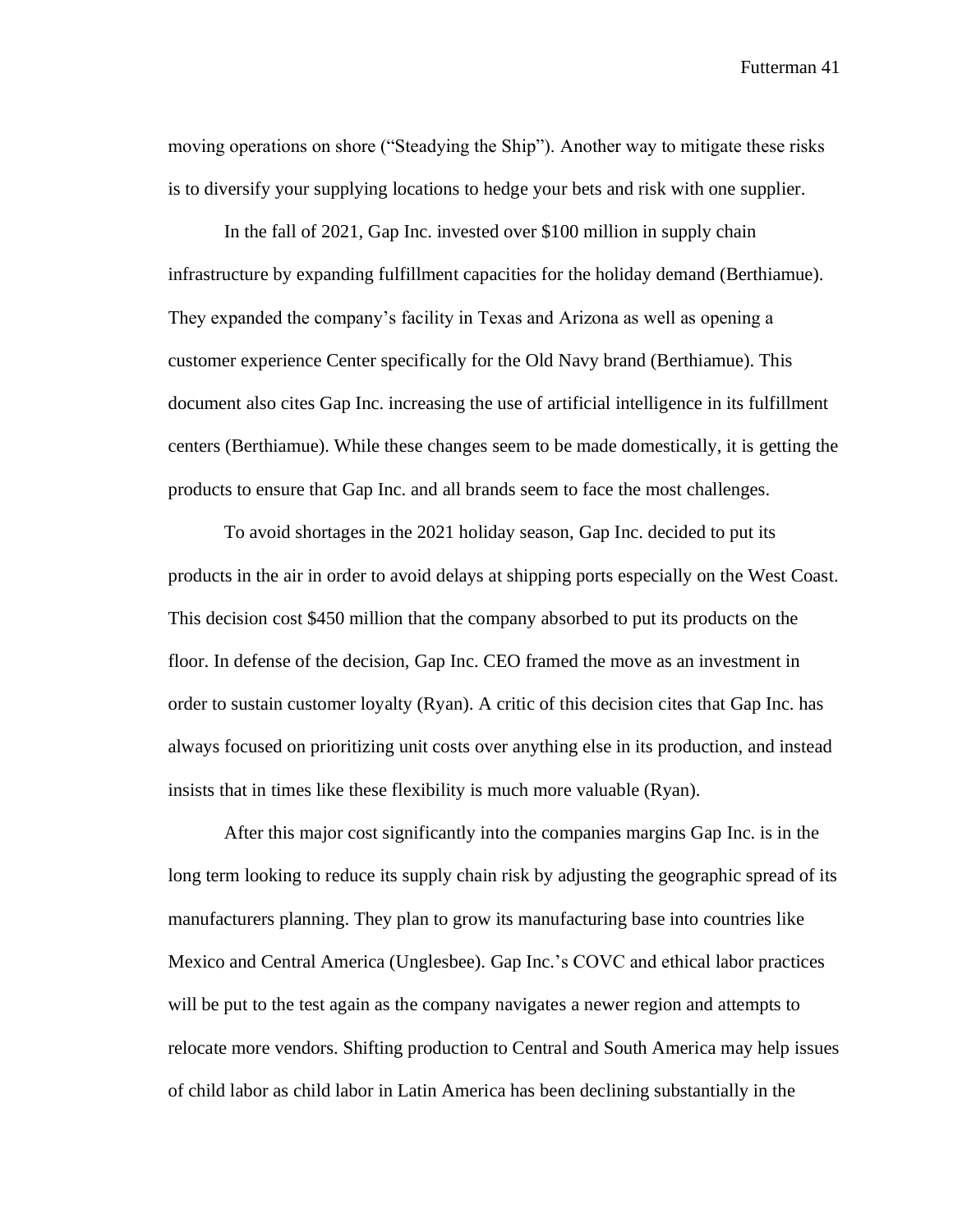moving operations on shore ("Steadying the Ship"). Another way to mitigate these risks is to diversify your supplying locations to hedge your bets and risk with one supplier.

In the fall of 2021, Gap Inc. invested over $100 million in supply chain infrastructure by expanding fulfillment capacities for the holiday demand (Berthiamue). They expanded the company's facility in Texas and Arizona as well as opening a customer experience Center specifically for the Old Navy brand (Berthiamue). This document also cites Gap Inc. increasing the use of artificial intelligence in its fulfillment centers (Berthiamue). While these changes seem to be made domestically, it is getting the products to ensure that Gap Inc. and all brands seem to face the most challenges.

To avoid shortages in the 2021 holiday season, Gap Inc. decided to put its products in the air in order to avoid delays at shipping ports especially on the West Coast. This decision cost $450 million that the company absorbed to put its products on the floor. In defense of the decision, Gap Inc. CEO framed the move as an investment in order to sustain customer loyalty (Ryan). A critic of this decision cites that Gap Inc. has always focused on prioritizing unit costs over anything else in its production, and instead insists that in times like these flexibility is much more valuable (Ryan).

After this major cost significantly into the companies margins Gap Inc. is in the long term looking to reduce its supply chain risk by adjusting the geographic spread of its manufacturers planning. They plan to grow its manufacturing base into countries like Mexico and Central America (Unglesbee). Gap Inc.'s COVC and ethical labor practices will be put to the test again as the company navigates a newer region and attempts to relocate more vendors. Shifting production to Central and South America may help issues of child labor as child labor in Latin America has been declining substantially in the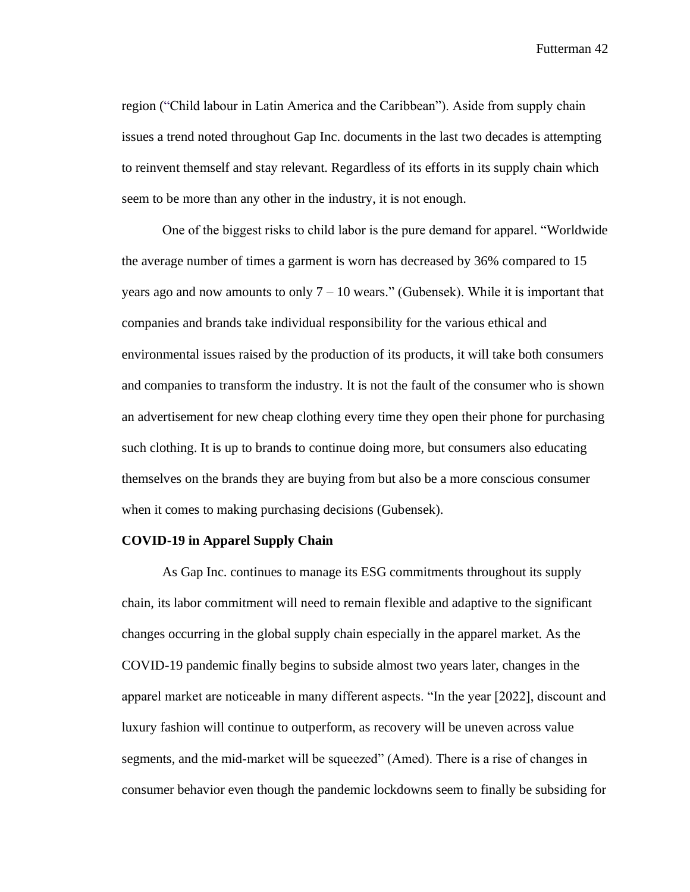region ("Child labour in Latin America and the Caribbean"). Aside from supply chain issues a trend noted throughout Gap Inc. documents in the last two decades is attempting to reinvent themself and stay relevant. Regardless of its efforts in its supply chain which seem to be more than any other in the industry, it is not enough.

One of the biggest risks to child labor is the pure demand for apparel. "Worldwide the average number of times a garment is worn has decreased by 36% compared to 15 years ago and now amounts to only 7 – 10 wears." (Gubensek). While it is important that companies and brands take individual responsibility for the various ethical and environmental issues raised by the production of its products, it will take both consumers and companies to transform the industry. It is not the fault of the consumer who is shown an advertisement for new cheap clothing every time they open their phone for purchasing such clothing. It is up to brands to continue doing more, but consumers also educating themselves on the brands they are buying from but also be a more conscious consumer when it comes to making purchasing decisions (Gubensek).

**COVID-19 in Apparel Supply Chain**

As Gap Inc. continues to manage its ESG commitments throughout its supply chain, its labor commitment will need to remain flexible and adaptive to the significant changes occurring in the global supply chain especially in the apparel market. As the COVID-19 pandemic finally begins to subside almost two years later, changes in the apparel market are noticeable in many different aspects. "In the year [2022], discount and luxury fashion will continue to outperform, as recovery will be uneven across value segments, and the mid-market will be squeezed" (Amed). There is a rise of changes in consumer behavior even though the pandemic lockdowns seem to finally be subsiding for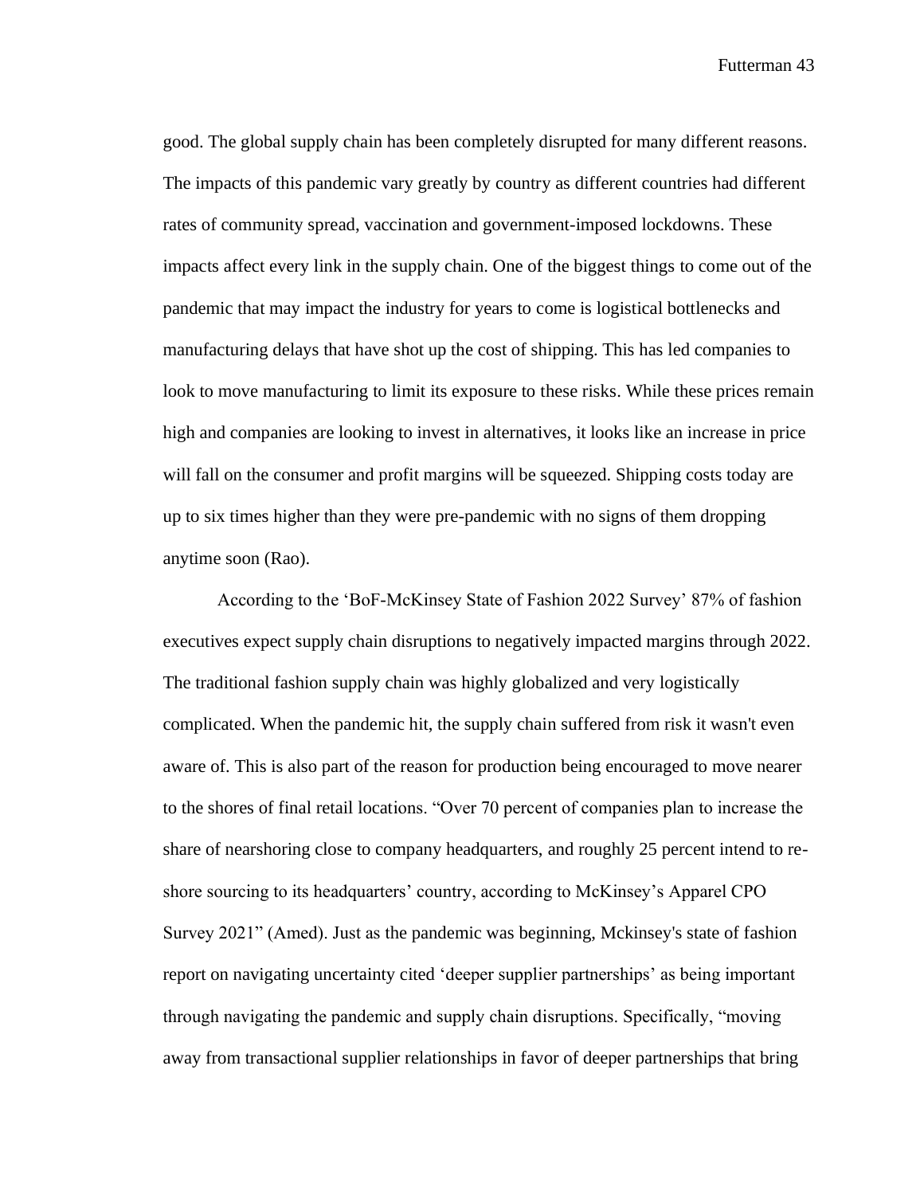good. The global supply chain has been completely disrupted for many different reasons. The impacts of this pandemic vary greatly by country as different countries had different rates of community spread, vaccination and government-imposed lockdowns. These impacts affect every link in the supply chain. One of the biggest things to come out of the pandemic that may impact the industry for years to come is logistical bottlenecks and manufacturing delays that have shot up the cost of shipping. This has led companies to look to move manufacturing to limit its exposure to these risks. While these prices remain high and companies are looking to invest in alternatives, it looks like an increase in price will fall on the consumer and profit margins will be squeezed. Shipping costs today are up to six times higher than they were pre-pandemic with no signs of them dropping anytime soon (Rao).

According to the 'BoF-McKinsey State of Fashion 2022 Survey' 87% of fashion executives expect supply chain disruptions to negatively impacted margins through 2022. The traditional fashion supply chain was highly globalized and very logistically complicated. When the pandemic hit, the supply chain suffered from risk it wasn't even aware of. This is also part of the reason for production being encouraged to move nearer to the shores of final retail locations. "Over 70 percent of companies plan to increase the share of nearshoring close to company headquarters, and roughly 25 percent intend to re-shore sourcing to its headquarters' country, according to McKinsey's Apparel CPO Survey 2021" (Amed). Just as the pandemic was beginning, Mckinsey's state of fashion report on navigating uncertainty cited 'deeper supplier partnerships' as being important through navigating the pandemic and supply chain disruptions. Specifically, "moving away from transactional supplier relationships in favor of deeper partnerships that bring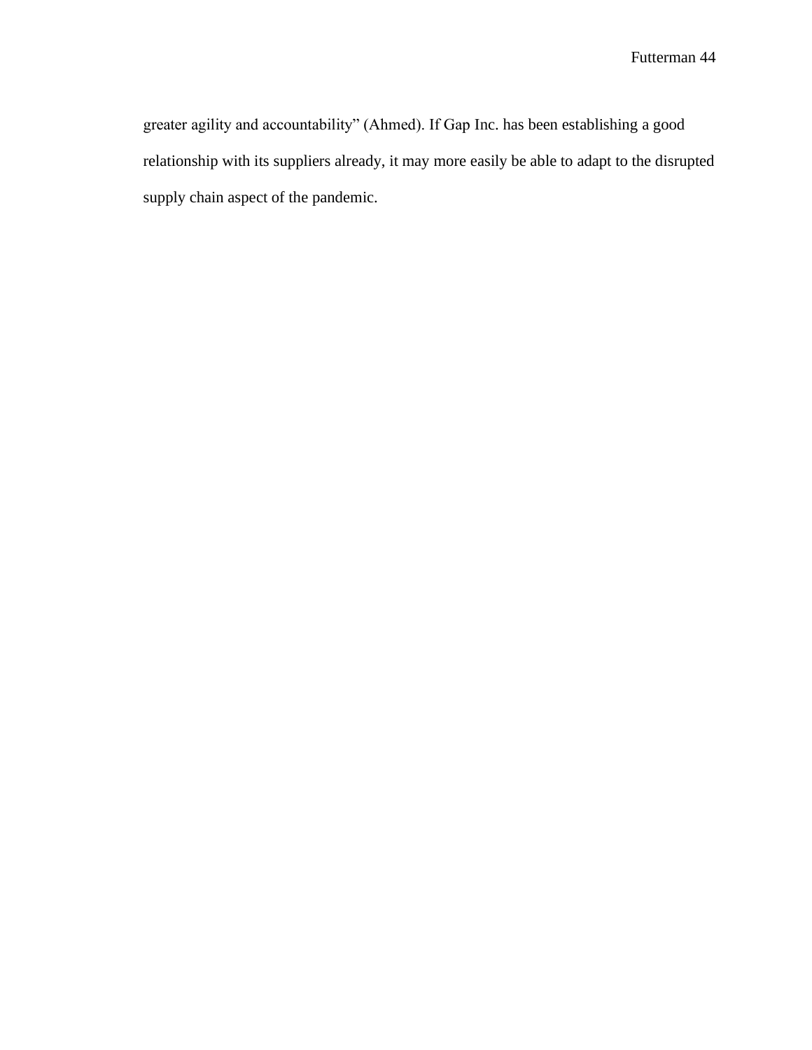greater agility and accountability" (Ahmed). If Gap Inc. has been establishing a good relationship with its suppliers already, it may more easily be able to adapt to the disrupted supply chain aspect of the pandemic.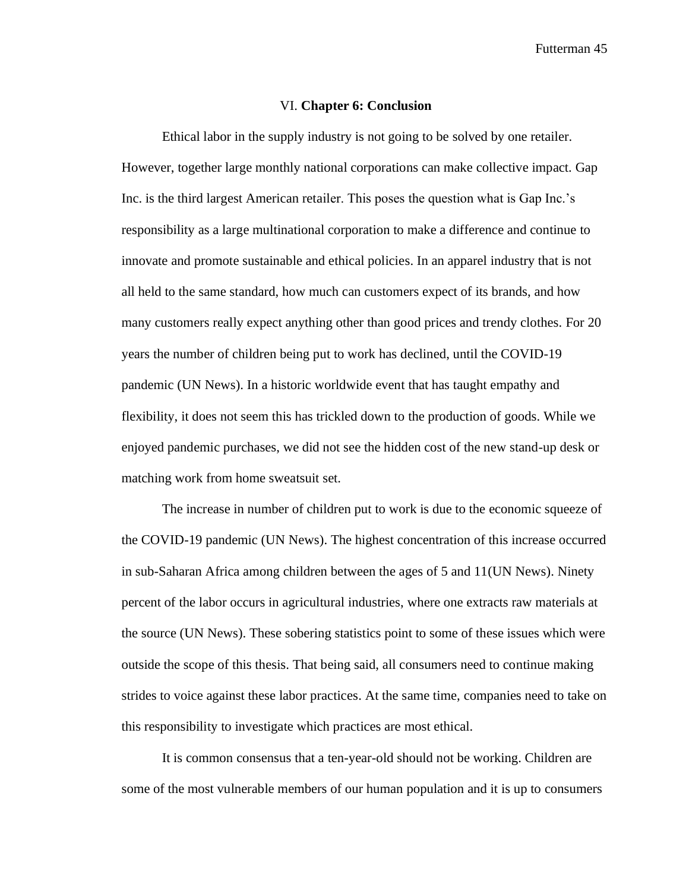## VI. **Chapter 6: Conclusion**

Ethical labor in the supply industry is not going to be solved by one retailer. However, together large monthly national corporations can make collective impact. Gap Inc. is the third largest American retailer. This poses the question what is Gap Inc.'s responsibility as a large multinational corporation to make a difference and continue to innovate and promote sustainable and ethical policies. In an apparel industry that is not all held to the same standard, how much can customers expect of its brands, and how many customers really expect anything other than good prices and trendy clothes. For 20 years the number of children being put to work has declined, until the COVID-19 pandemic (UN News). In a historic worldwide event that has taught empathy and flexibility, it does not seem this has trickled down to the production of goods. While we enjoyed pandemic purchases, we did not see the hidden cost of the new stand-up desk or matching work from home sweatsuit set.

The increase in number of children put to work is due to the economic squeeze of the COVID-19 pandemic (UN News). The highest concentration of this increase occurred in sub-Saharan Africa among children between the ages of 5 and 11(UN News). Ninety percent of the labor occurs in agricultural industries, where one extracts raw materials at the source (UN News). These sobering statistics point to some of these issues which were outside the scope of this thesis. That being said, all consumers need to continue making strides to voice against these labor practices. At the same time, companies need to take on this responsibility to investigate which practices are most ethical.

It is common consensus that a ten-year-old should not be working. Children are some of the most vulnerable members of our human population and it is up to consumers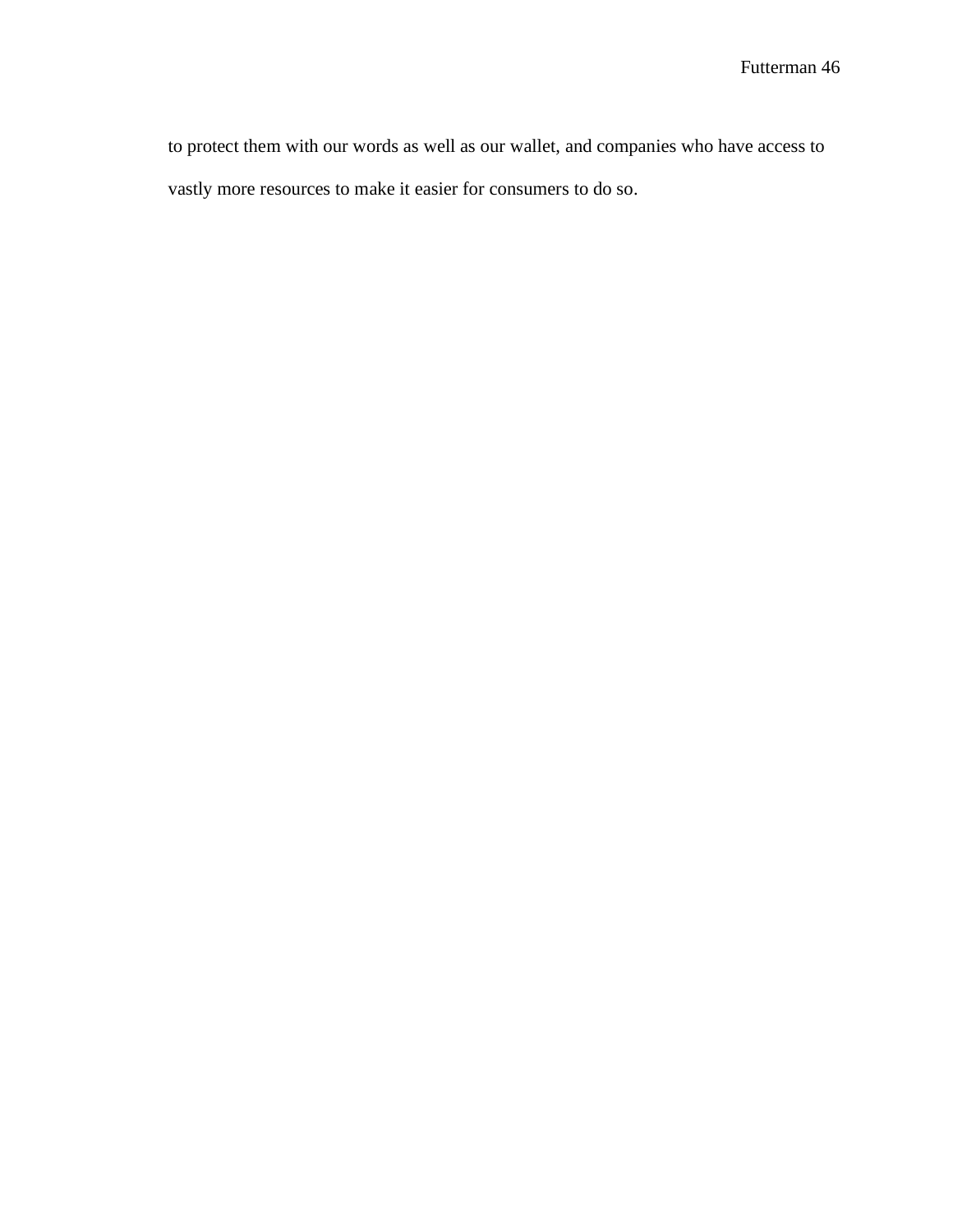to protect them with our words as well as our wallet, and companies who have access to vastly more resources to make it easier for consumers to do so.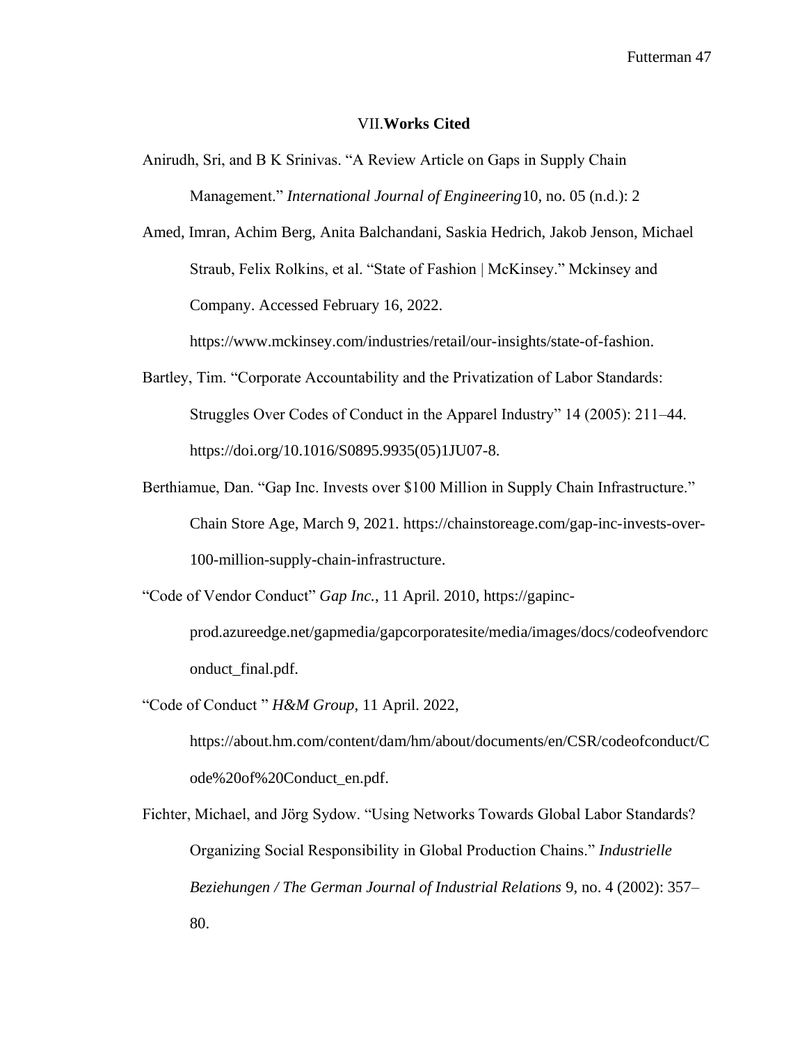## VII. **Works Cited**

Anirudh, Sri, and B K Srinivas. "A Review Article on Gaps in Supply Chain Management." *International Journal of Engineering*10, no. 05 (n.d.): 2

Amed, Imran, Achim Berg, Anita Balchandani, Saskia Hedrich, Jakob Jenson, Michael Straub, Felix Rolkins, et al. "State of Fashion | McKinsey." Mckinsey and Company. Accessed February 16, 2022. https://www.mckinsey.com/industries/retail/our-insights/state-of-fashion.

Bartley, Tim. "Corporate Accountability and the Privatization of Labor Standards: Struggles Over Codes of Conduct in the Apparel Industry" 14 (2005): 211–44. https://doi.org/10.1016/S0895.9935(05)1JU07-8.

Berthiamue, Dan. "Gap Inc. Invests over $100 Million in Supply Chain Infrastructure." Chain Store Age, March 9, 2021. https://chainstoreage.com/gap-inc-invests-over-100-million-supply-chain-infrastructure.

"Code of Vendor Conduct" *Gap Inc.*, 11 April. 2010, https://gapinc-prod.azureedge.net/gapmedia/gapcorporatesite/media/images/docs/codeofvendorconduct_final.pdf.

"Code of Conduct " *H&M Group*, 11 April. 2022, https://about.hm.com/content/dam/hm/about/documents/en/CSR/codeofconduct/Code%20of%20Conduct_en.pdf.

Fichter, Michael, and Jörg Sydow. "Using Networks Towards Global Labor Standards? Organizing Social Responsibility in Global Production Chains." *Industrielle Beziehungen / The German Journal of Industrial Relations* 9, no. 4 (2002): 357–80.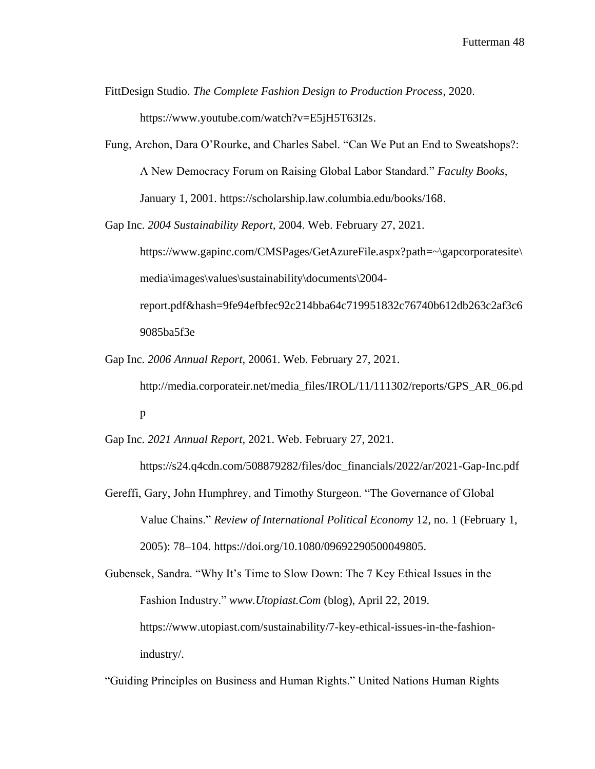FittDesign Studio. *The Complete Fashion Design to Production Process*, 2020. https://www.youtube.com/watch?v=E5jH5T63I2s.

Fung, Archon, Dara O'Rourke, and Charles Sabel. "Can We Put an End to Sweatshops?: A New Democracy Forum on Raising Global Labor Standard." *Faculty Books*, January 1, 2001. https://scholarship.law.columbia.edu/books/168.

Gap Inc. *2004 Sustainability Report*, 2004. Web. February 27, 2021. https://www.gapinc.com/CMSPages/GetAzureFile.aspx?path=~\gapcorporatesite\media\images\values\sustainability\documents\2004-report.pdf&hash=9fe94efbfec92c214bba64c719951832c76740b612db263c2af3c69085ba5f3e

Gap Inc. *2006 Annual Report*, 20061. Web. February 27, 2021. http://media.corporateir.net/media_files/IROL/11/111302/reports/GPS_AR_06.pdp

Gap Inc. *2021 Annual Report*, 2021. Web. February 27, 2021. https://s24.q4cdn.com/508879282/files/doc_financials/2022/ar/2021-Gap-Inc.pdf

Gereffi, Gary, John Humphrey, and Timothy Sturgeon. "The Governance of Global Value Chains." *Review of International Political Economy* 12, no. 1 (February 1, 2005): 78–104. https://doi.org/10.1080/09692290500049805.

Gubensek, Sandra. "Why It's Time to Slow Down: The 7 Key Ethical Issues in the Fashion Industry." *www.Utopiast.Com* (blog), April 22, 2019. https://www.utopiast.com/sustainability/7-key-ethical-issues-in-the-fashion-industry/.

"Guiding Principles on Business and Human Rights." United Nations Human Rights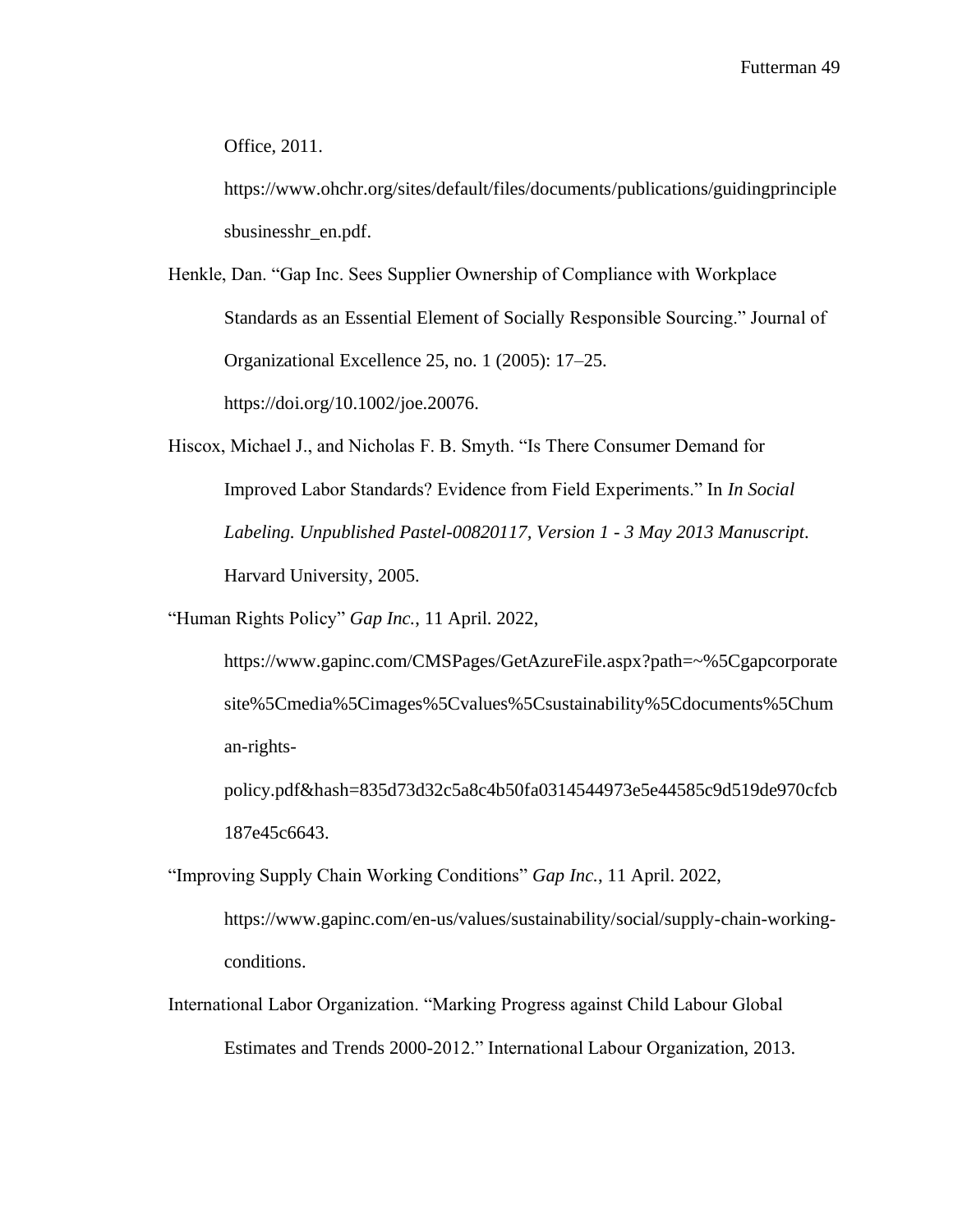Office, 2011. https://www.ohchr.org/sites/default/files/documents/publications/guidingprinciplesbusinesshr_en.pdf.

Henkle, Dan. "Gap Inc. Sees Supplier Ownership of Compliance with Workplace Standards as an Essential Element of Socially Responsible Sourcing." Journal of Organizational Excellence 25, no. 1 (2005): 17–25. https://doi.org/10.1002/joe.20076.

Hiscox, Michael J., and Nicholas F. B. Smyth. "Is There Consumer Demand for Improved Labor Standards? Evidence from Field Experiments." In *In Social Labeling. Unpublished Pastel-00820117, Version 1 - 3 May 2013 Manuscript*. Harvard University, 2005.

"Human Rights Policy" *Gap Inc.*, 11 April. 2022, https://www.gapinc.com/CMSPages/GetAzureFile.aspx?path=~%5Cgapcorporatesite%5Cmedia%5Cimages%5Cvalues%5Csustainability%5Cdocuments%5Chuman-rights-policy.pdf&hash=835d73d32c5a8c4b50fa0314544973e5e44585c9d519de970cfcb187e45c6643.

"Improving Supply Chain Working Conditions" *Gap Inc.*, 11 April. 2022, https://www.gapinc.com/en-us/values/sustainability/social/supply-chain-working-conditions.

International Labor Organization. "Marking Progress against Child Labour Global Estimates and Trends 2000-2012." International Labour Organization, 2013.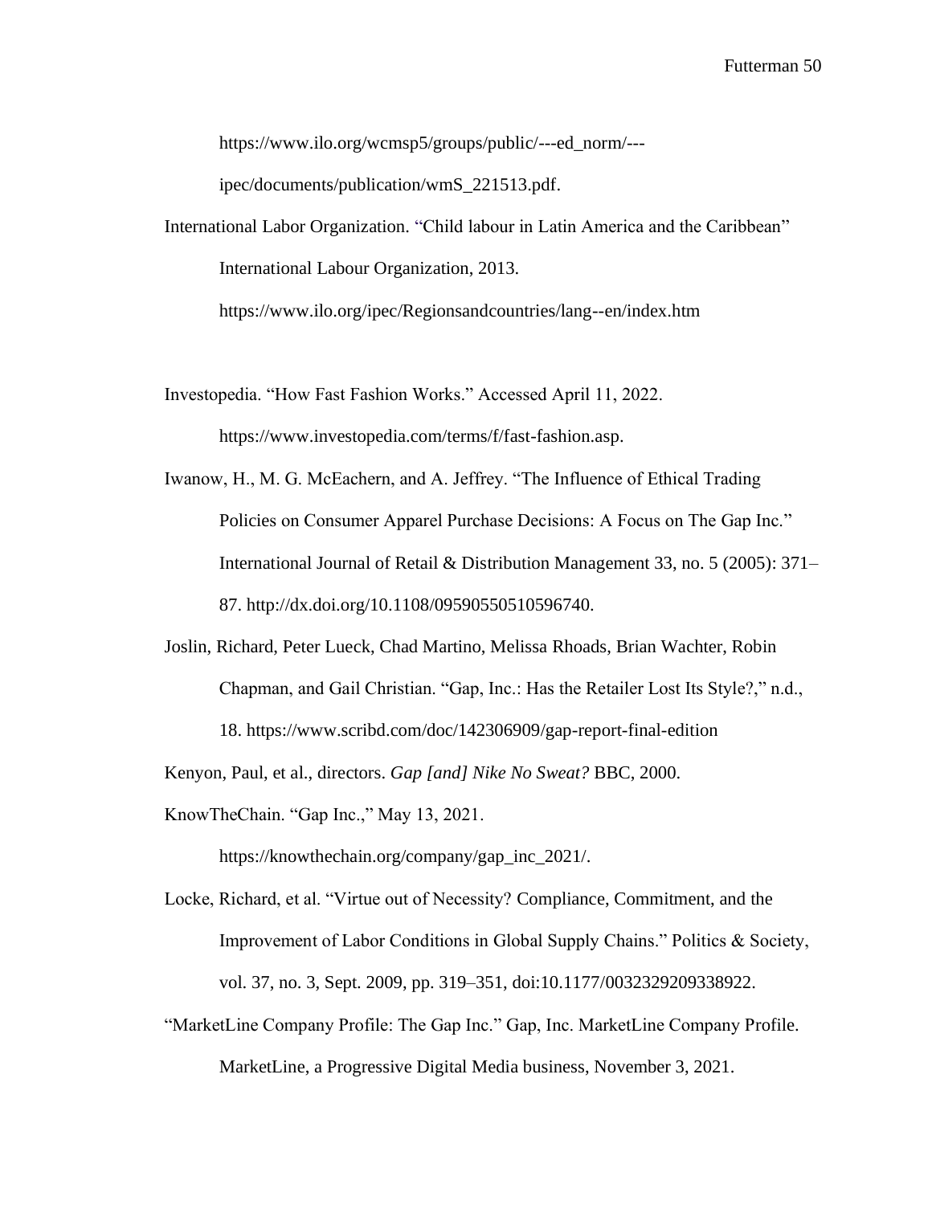https://www.ilo.org/wcmsp5/groups/public/---ed_norm/---ipec/documents/publication/wmS_221513.pdf.

International Labor Organization. "Child labour in Latin America and the Caribbean" International Labour Organization, 2013. https://www.ilo.org/ipec/Regionsandcountries/lang--en/index.htm

Investopedia. "How Fast Fashion Works." Accessed April 11, 2022. https://www.investopedia.com/terms/f/fast-fashion.asp.

Iwanow, H., M. G. McEachern, and A. Jeffrey. "The Influence of Ethical Trading Policies on Consumer Apparel Purchase Decisions: A Focus on The Gap Inc." International Journal of Retail & Distribution Management 33, no. 5 (2005): 371–87. http://dx.doi.org/10.1108/09590550510596740.

Joslin, Richard, Peter Lueck, Chad Martino, Melissa Rhoads, Brian Wachter, Robin Chapman, and Gail Christian. "Gap, Inc.: Has the Retailer Lost Its Style?," n.d., 18. https://www.scribd.com/doc/142306909/gap-report-final-edition

Kenyon, Paul, et al., directors. *Gap [and] Nike No Sweat?* BBC, 2000.

KnowTheChain. "Gap Inc.," May 13, 2021. https://knowthechain.org/company/gap_inc_2021/.

Locke, Richard, et al. "Virtue out of Necessity? Compliance, Commitment, and the Improvement of Labor Conditions in Global Supply Chains." Politics & Society, vol. 37, no. 3, Sept. 2009, pp. 319–351, doi:10.1177/0032329209338922.

"MarketLine Company Profile: The Gap Inc." Gap, Inc. MarketLine Company Profile. MarketLine, a Progressive Digital Media business, November 3, 2021.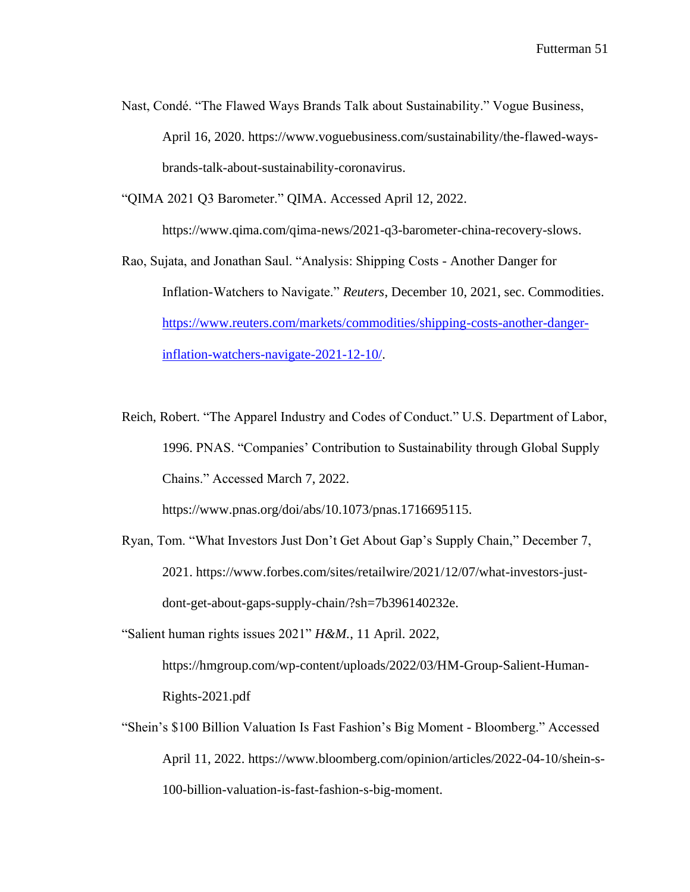Nast, Condé. “The Flawed Ways Brands Talk about Sustainability.” Vogue Business, April 16, 2020. https://www.voguebusiness.com/sustainability/the-flawed-ways-brands-talk-about-sustainability-coronavirus.

“QIMA 2021 Q3 Barometer.” QIMA. Accessed April 12, 2022. https://www.qima.com/qima-news/2021-q3-barometer-china-recovery-slows.

Rao, Sujata, and Jonathan Saul. “Analysis: Shipping Costs - Another Danger for Inflation-Watchers to Navigate.” *Reuters*, December 10, 2021, sec. Commodities. https://www.reuters.com/markets/commodities/shipping-costs-another-danger-inflation-watchers-navigate-2021-12-10/.

Reich, Robert. “The Apparel Industry and Codes of Conduct.” U.S. Department of Labor, 1996. PNAS. “Companies’ Contribution to Sustainability through Global Supply Chains.” Accessed March 7, 2022. https://www.pnas.org/doi/abs/10.1073/pnas.1716695115.

Ryan, Tom. “What Investors Just Don’t Get About Gap’s Supply Chain,” December 7, 2021. https://www.forbes.com/sites/retailwire/2021/12/07/what-investors-just-dont-get-about-gaps-supply-chain/?sh=7b396140232e.

“Salient human rights issues 2021” *H&M.*, 11 April. 2022, https://hmgroup.com/wp-content/uploads/2022/03/HM-Group-Salient-Human-Rights-2021.pdf

“Shein’s $100 Billion Valuation Is Fast Fashion’s Big Moment - Bloomberg.” Accessed April 11, 2022. https://www.bloomberg.com/opinion/articles/2022-04-10/shein-s-100-billion-valuation-is-fast-fashion-s-big-moment.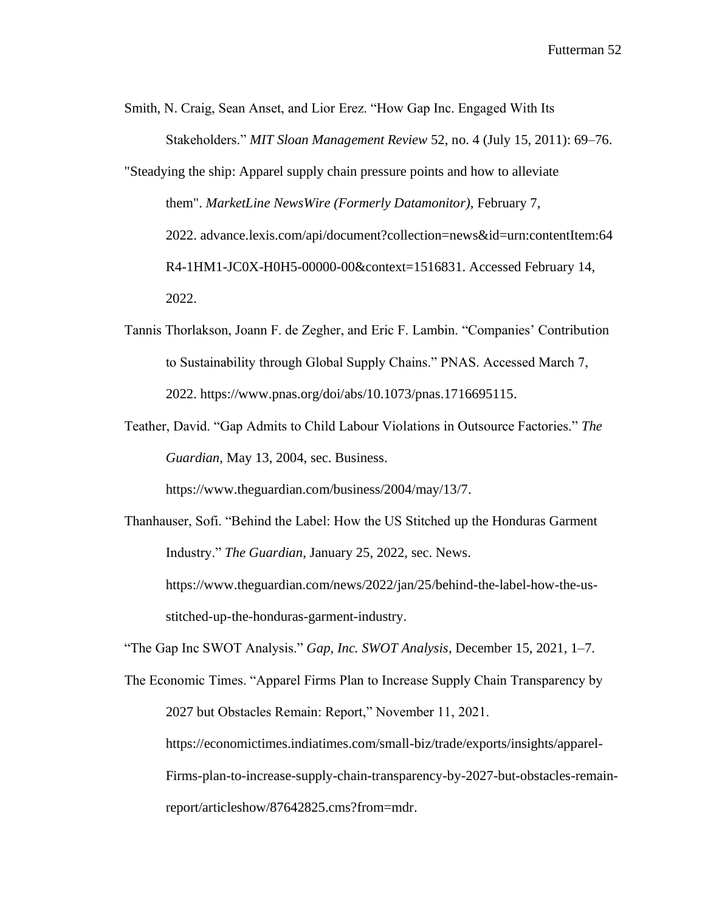Smith, N. Craig, Sean Anset, and Lior Erez. "How Gap Inc. Engaged With Its Stakeholders." *MIT Sloan Management Review* 52, no. 4 (July 15, 2011): 69–76.

"Steadying the ship: Apparel supply chain pressure points and how to alleviate them". *MarketLine NewsWire (Formerly Datamonitor)*, February 7, 2022. advance.lexis.com/api/document?collection=news&id=urn:contentItem:64R4-1HM1-JC0X-H0H5-00000-00&context=1516831. Accessed February 14, 2022.

Tannis Thorlakson, Joann F. de Zegher, and Eric F. Lambin. "Companies' Contribution to Sustainability through Global Supply Chains." PNAS. Accessed March 7, 2022. https://www.pnas.org/doi/abs/10.1073/pnas.1716695115.

Teather, David. "Gap Admits to Child Labour Violations in Outsource Factories." *The Guardian*, May 13, 2004, sec. Business. https://www.theguardian.com/business/2004/may/13/7.

Thanhauser, Sofi. "Behind the Label: How the US Stitched up the Honduras Garment Industry." *The Guardian*, January 25, 2022, sec. News. https://www.theguardian.com/news/2022/jan/25/behind-the-label-how-the-us-stitched-up-the-honduras-garment-industry.

"The Gap Inc SWOT Analysis." *Gap, Inc. SWOT Analysis*, December 15, 2021, 1–7.

The Economic Times. "Apparel Firms Plan to Increase Supply Chain Transparency by 2027 but Obstacles Remain: Report," November 11, 2021. https://economictimes.indiatimes.com/small-biz/trade/exports/insights/apparel-Firms-plan-to-increase-supply-chain-transparency-by-2027-but-obstacles-remain-report/articleshow/87642825.cms?from=mdr.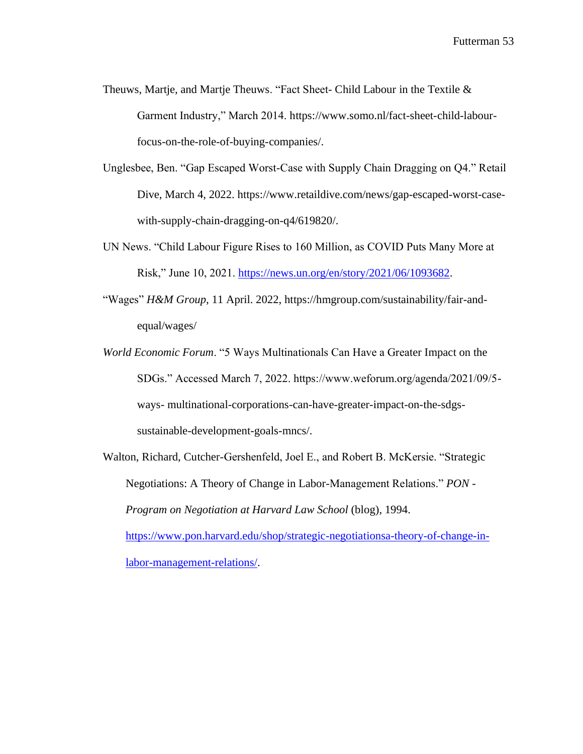Theuws, Martje, and Martje Theuws. “Fact Sheet- Child Labour in the Textile & Garment Industry,” March 2014. https://www.somo.nl/fact-sheet-child-labour-focus-on-the-role-of-buying-companies/.

Unglesbee, Ben. “Gap Escaped Worst-Case with Supply Chain Dragging on Q4.” Retail Dive, March 4, 2022. https://www.retaildive.com/news/gap-escaped-worst-case-with-supply-chain-dragging-on-q4/619820/.

UN News. “Child Labour Figure Rises to 160 Million, as COVID Puts Many More at Risk,” June 10, 2021. https://news.un.org/en/story/2021/06/1093682.

“Wages” *H&M Group*, 11 April. 2022, https://hmgroup.com/sustainability/fair-and-equal/wages/

*World Economic Forum*. “5 Ways Multinationals Can Have a Greater Impact on the SDGs.” Accessed March 7, 2022. https://www.weforum.org/agenda/2021/09/5-ways- multinational-corporations-can-have-greater-impact-on-the-sdgs-sustainable-development-goals-mncs/.

Walton, Richard, Cutcher-Gershenfeld, Joel E., and Robert B. McKersie. “Strategic Negotiations: A Theory of Change in Labor-Management Relations.” *PON - Program on Negotiation at Harvard Law School* (blog), 1994. https://www.pon.harvard.edu/shop/strategic-negotiationsa-theory-of-change-in-labor-management-relations/.